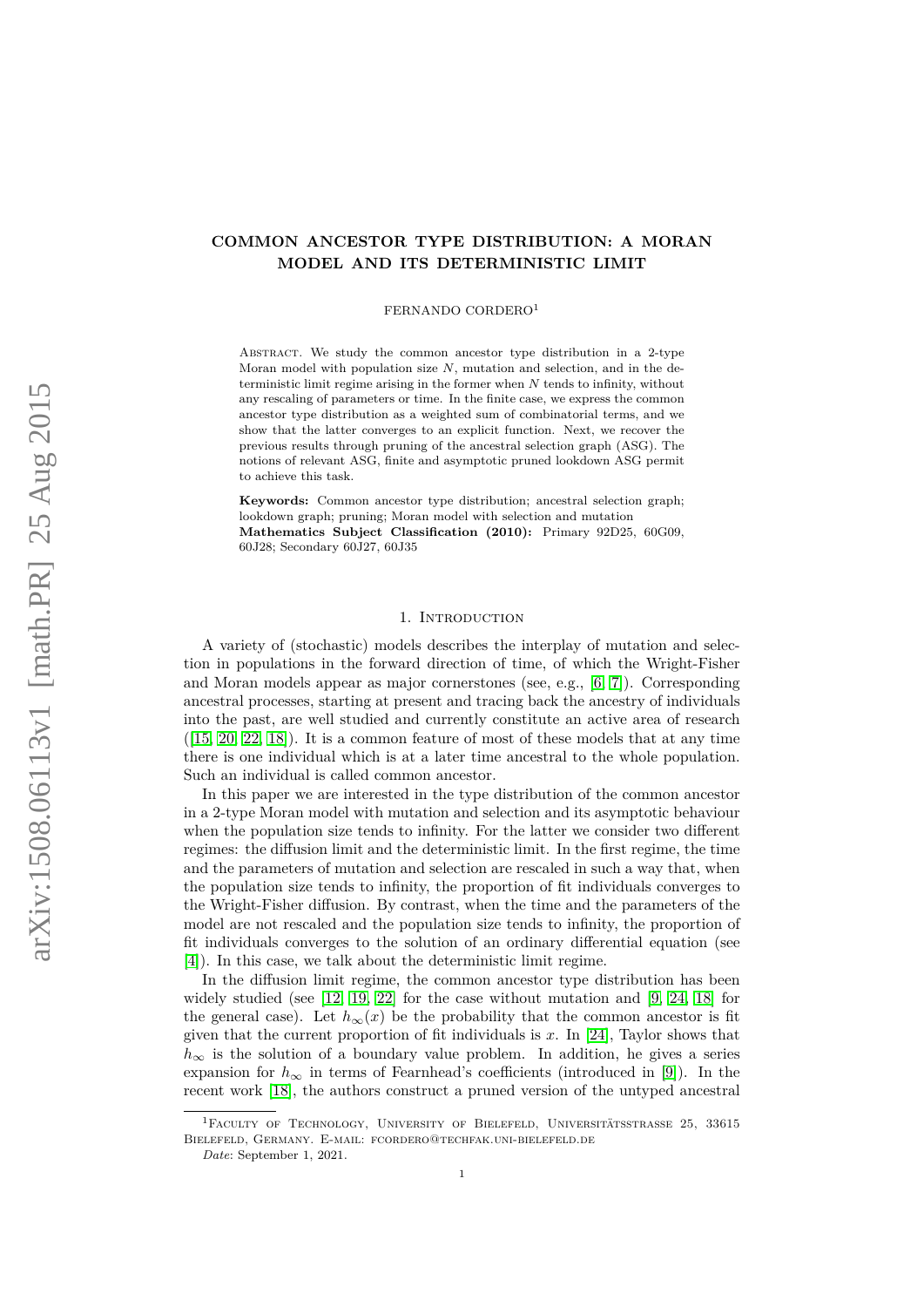# COMMON ANCESTOR TYPE DISTRIBUTION: A MORAN MODEL AND ITS DETERMINISTIC LIMIT

FERNANDO CORDERO[1]

Abstract. We study the common ancestor type distribution in a 2-type Moran model with population size $N$, mutation and selection, and in the deterministic limit regime arising in the former when $N$ tends to infinity, without any rescaling of parameters or time. In the finite case, we express the common ancestor type distribution as a weighted sum of combinatorial terms, and we show that the latter converges to an explicit function. Next, we recover the previous results through pruning of the ancestral selection graph (ASG). The notions of relevant ASG, finite and asymptotic pruned lookdown ASG permit to achieve this task.

**Keywords:** Common ancestor type distribution; ancestral selection graph; lookdown graph; pruning; Moran model with selection and mutation
**Mathematics Subject Classification (2010):** Primary 92D25, 60G09, 60J28; Secondary 60J27, 60J35

## 1. Introduction

A variety of (stochastic) models describes the interplay of mutation and selection in populations in the forward direction of time, of which the Wright-Fisher and Moran models appear as major cornerstones (see, e.g., [6, 7]). Corresponding ancestral processes, starting at present and tracing back the ancestry of individuals into the past, are well studied and currently constitute an active area of research ([15, 20, 22, 18]). It is a common feature of most of these models that at any time there is one individual which is at a later time ancestral to the whole population. Such an individual is called common ancestor.

In this paper we are interested in the type distribution of the common ancestor in a 2-type Moran model with mutation and selection and its asymptotic behaviour when the population size tends to infinity. For the latter we consider two different regimes: the diffusion limit and the deterministic limit. In the first regime, the time and the parameters of mutation and selection are rescaled in such a way that, when the population size tends to infinity, the proportion of fit individuals converges to the Wright-Fisher diffusion. By contrast, when the time and the parameters of the model are not rescaled and the population size tends to infinity, the proportion of fit individuals converges to the solution of an ordinary differential equation (see [4]). In this case, we talk about the deterministic limit regime.

In the diffusion limit regime, the common ancestor type distribution has been widely studied (see [12, 19, 22] for the case without mutation and [9, 24, 18] for the general case). Let $h_\infty(x)$ be the probability that the common ancestor is fit given that the current proportion of fit individuals is $x$. In [24], Taylor shows that $h_\infty$ is the solution of a boundary value problem. In addition, he gives a series expansion for $h_\infty$ in terms of Fearnhead's coefficients (introduced in [9]). In the recent work [18], the authors construct a pruned version of the untyped ancestral

[1] Faculty of Technology, University of Bielefeld, Universitätsstrasse 25, 33615 Bielefeld, Germany. E-mail: fcordero@techfak.uni-bielefeld.de

*Date*: September 1, 2021.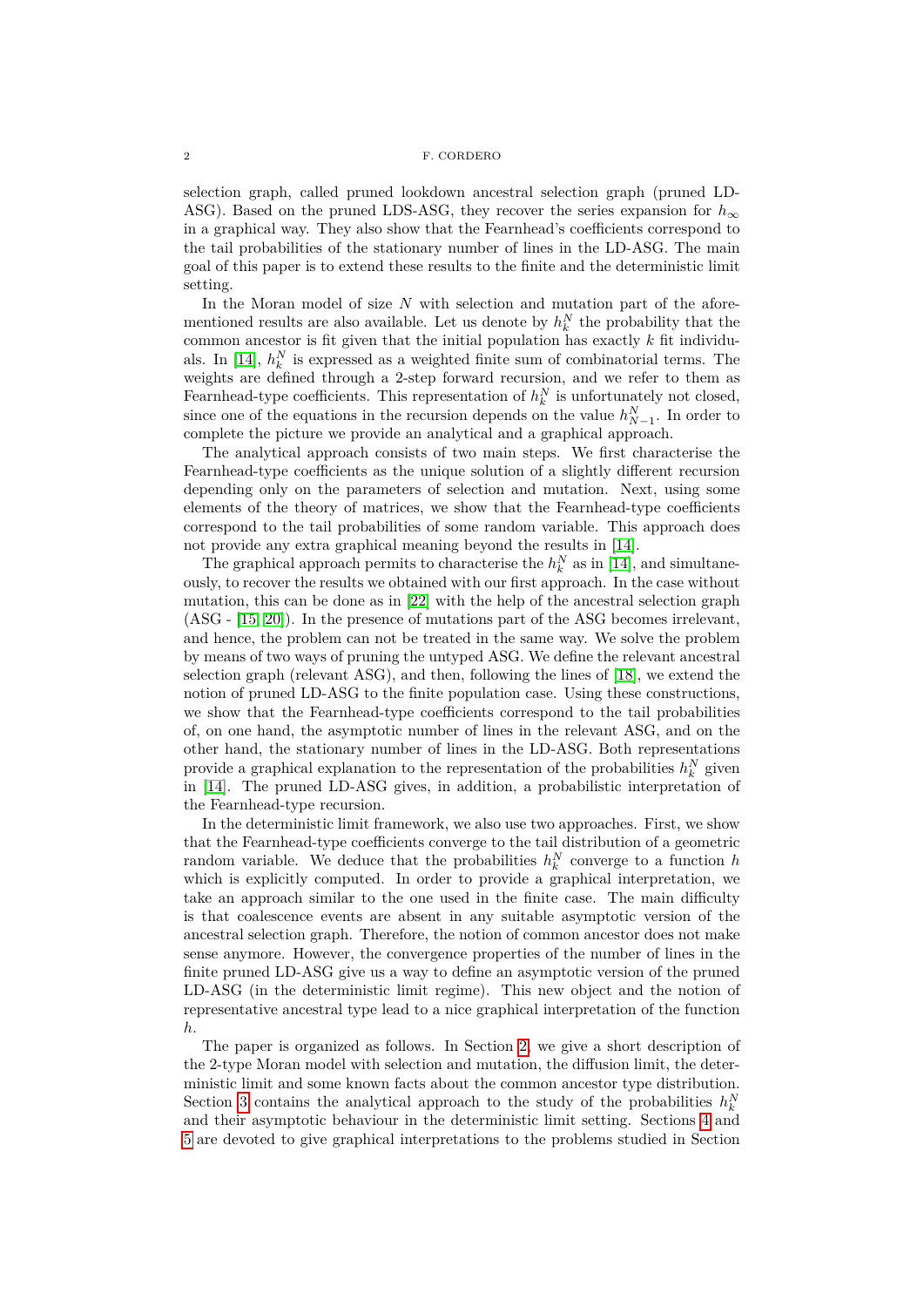selection graph, called pruned lookdown ancestral selection graph (pruned LD-ASG). Based on the pruned LDS-ASG, they recover the series expansion for $h_\infty$ in a graphical way. They also show that the Fearnhead's coefficients correspond to the tail probabilities of the stationary number of lines in the LD-ASG. The main goal of this paper is to extend these results to the finite and the deterministic limit setting.

In the Moran model of size $N$ with selection and mutation part of the aforementioned results are also available. Let us denote by $h_k^N$ the probability that the common ancestor is fit given that the initial population has exactly $k$ fit individuals. In [14], $h_k^N$ is expressed as a weighted finite sum of combinatorial terms. The weights are defined through a 2-step forward recursion, and we refer to them as Fearnhead-type coefficients. This representation of $h_k^N$ is unfortunately not closed, since one of the equations in the recursion depends on the value $h_{N-1}^N$. In order to complete the picture we provide an analytical and a graphical approach.

The analytical approach consists of two main steps. We first characterise the Fearnhead-type coefficients as the unique solution of a slightly different recursion depending only on the parameters of selection and mutation. Next, using some elements of the theory of matrices, we show that the Fearnhead-type coefficients correspond to the tail probabilities of some random variable. This approach does not provide any extra graphical meaning beyond the results in [14].

The graphical approach permits to characterise the $h_k^N$ as in [14], and simultaneously, to recover the results we obtained with our first approach. In the case without mutation, this can be done as in [22] with the help of the ancestral selection graph (ASG - [15, 20]). In the presence of mutations part of the ASG becomes irrelevant, and hence, the problem can not be treated in the same way. We solve the problem by means of two ways of pruning the untyped ASG. We define the relevant ancestral selection graph (relevant ASG), and then, following the lines of [18], we extend the notion of pruned LD-ASG to the finite population case. Using these constructions, we show that the Fearnhead-type coefficients correspond to the tail probabilities of, on one hand, the asymptotic number of lines in the relevant ASG, and on the other hand, the stationary number of lines in the LD-ASG. Both representations provide a graphical explanation to the representation of the probabilities $h_k^N$ given in [14]. The pruned LD-ASG gives, in addition, a probabilistic interpretation of the Fearnhead-type recursion.

In the deterministic limit framework, we also use two approaches. First, we show that the Fearnhead-type coefficients converge to the tail distribution of a geometric random variable. We deduce that the probabilities $h_k^N$ converge to a function $h$ which is explicitly computed. In order to provide a graphical interpretation, we take an approach similar to the one used in the finite case. The main difficulty is that coalescence events are absent in any suitable asymptotic version of the ancestral selection graph. Therefore, the notion of common ancestor does not make sense anymore. However, the convergence properties of the number of lines in the finite pruned LD-ASG give us a way to define an asymptotic version of the pruned LD-ASG (in the deterministic limit regime). This new object and the notion of representative ancestral type lead to a nice graphical interpretation of the function $h$.

The paper is organized as follows. In Section 2, we give a short description of the 2-type Moran model with selection and mutation, the diffusion limit, the deterministic limit and some known facts about the common ancestor type distribution. Section 3 contains the analytical approach to the study of the probabilities $h_k^N$ and their asymptotic behaviour in the deterministic limit setting. Sections 4 and 5 are devoted to give graphical interpretations to the problems studied in Section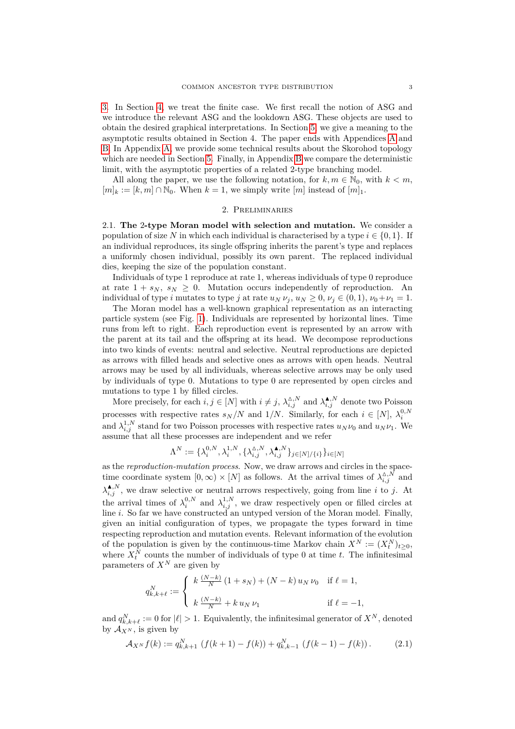3. In Section 4, we treat the finite case. We first recall the notion of ASG and we introduce the relevant ASG and the lookdown ASG. These objects are used to obtain the desired graphical interpretations. In Section 5, we give a meaning to the asymptotic results obtained in Section 4. The paper ends with Appendices A and B. In Appendix A, we provide some technical results about the Skorohod topology which are needed in Section 5. Finally, in Appendix B we compare the deterministic limit, with the asymptotic properties of a related 2-type branching model.

All along the paper, we use the following notation, for $k, m \in \mathbb{N}_0$, with $k < m$, $[m]_k := [k, m] \cap \mathbb{N}_0$. When $k = 1$, we simply write $[m]$ instead of $[m]_1$.

## 2. Preliminaries

**2.1. The 2-type Moran model with selection and mutation.** We consider a population of size $N$ in which each individual is characterised by a type $i \in \{0, 1\}$. If an individual reproduces, its single offspring inherits the parent's type and replaces a uniformly chosen individual, possibly its own parent. The replaced individual dies, keeping the size of the population constant.

Individuals of type 1 reproduce at rate 1, whereas individuals of type 0 reproduce at rate $1 + s_N$, $s_N \geq 0$. Mutation occurs independently of reproduction. An individual of type $i$ mutates to type $j$ at rate $u_N \, \nu_j$, $u_N \geq 0$, $\nu_j \in (0, 1)$, $\nu_0 + \nu_1 = 1$.

The Moran model has a well-known graphical representation as an interacting particle system (see Fig. 1). Individuals are represented by horizontal lines. Time runs from left to right. Each reproduction event is represented by an arrow with the parent at its tail and the offspring at its head. We decompose reproductions into two kinds of events: neutral and selective. Neutral reproductions are depicted as arrows with filled heads and selective ones as arrows with open heads. Neutral arrows may be used by all individuals, whereas selective arrows may be only used by individuals of type 0. Mutations to type 0 are represented by open circles and mutations to type 1 by filled circles.

More precisely, for each $i, j \in [N]$ with $i \neq j$, $\lambda_{i,j}^{\vartriangle, N}$ and $\lambda_{i,j}^{\blacktriangle, N}$ denote two Poisson processes with respective rates $s_N/N$ and $1/N$. Similarly, for each $i \in [N]$, $\lambda_i^{0,N}$ and $\lambda_{i,j}^{1,N}$ stand for two Poisson processes with respective rates $u_N \nu_0$ and $u_N \nu_1$. We assume that all these processes are independent and we refer

$$\Lambda^N := \{\lambda_i^{0,N}, \lambda_i^{1,N}, \{\lambda_{i,j}^{\vartriangle, N}, \lambda_{i,j}^{\blacktriangle, N}\}_{j \in [N]/\{i\}}\}_{i \in [N]}$$

as the *reproduction-mutation process*. Now, we draw arrows and circles in the space-time coordinate system $[0, \infty) \times [N]$ as follows. At the arrival times of $\lambda_{i,j}^{\vartriangle, N}$ and $\lambda_{i,j}^{\blacktriangle, N}$, we draw selective or neutral arrows respectively, going from line $i$ to $j$. At the arrival times of $\lambda_i^{0,N}$ and $\lambda_{i,j}^{1,N}$, we draw respectively open or filled circles at line $i$. So far we have constructed an untyped version of the Moran model. Finally, given an initial configuration of types, we propagate the types forward in time respecting reproduction and mutation events. Relevant information of the evolution of the population is given by the continuous-time Markov chain $X^N := (X_t^N)_{t \geq 0}$, where $X_t^N$ counts the number of individuals of type 0 at time $t$. The infinitesimal parameters of $X^N$ are given by

$$q_{k,k+\ell}^N := \begin{cases} k \, \frac{(N-k)}{N} \, (1 + s_N) + (N-k) \, u_N \, \nu_0 & \text{if } \ell = 1, \\ \\ k \, \frac{(N-k)}{N} + k \, u_N \, \nu_1 & \text{if } \ell = -1, \end{cases}$$

and $q_{k,k+\ell}^N := 0$ for $|\ell| > 1$. Equivalently, the infinitesimal generator of $X^N$, denoted by $\mathcal{A}_{X^N}$, is given by

$$\mathcal{A}_{X^N} f(k) := q_{k,k+1}^N \, (f(k+1) - f(k)) + q_{k,k-1}^N \, (f(k-1) - f(k)) \, . \tag{2.1}$$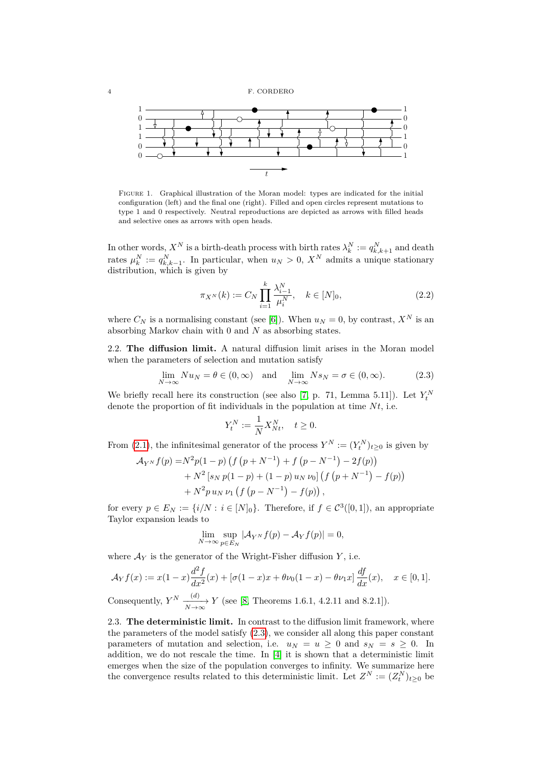FIGURE 1. Graphical illustration of the Moran model: types are indicated for the initial configuration (left) and the final one (right). Filled and open circles represent mutations to type 1 and 0 respectively. Neutral reproductions are depicted as arrows with filled heads and selective ones as arrows with open heads.

In other words, $X^N$ is a birth-death process with birth rates $\lambda_k^N := q_{k,k+1}^N$ and death rates $\mu_k^N := q_{k,k-1}^N$. In particular, when $u_N > 0$, $X^N$ admits a unique stationary distribution, which is given by

$$\pi_{X^N}(k) := C_N \prod_{i=1}^{k} \frac{\lambda_{i-1}^N}{\mu_i^N}, \quad k \in [N]_0, \tag{2.2}$$

where $C_N$ is a normalising constant (see [6]). When $u_N = 0$, by contrast, $X^N$ is an absorbing Markov chain with 0 and $N$ as absorbing states.

**2.2. The diffusion limit.** A natural diffusion limit arises in the Moran model when the parameters of selection and mutation satisfy

$$\lim_{N\to\infty} N u_N = \theta \in (0,\infty) \quad \text{and} \quad \lim_{N\to\infty} N s_N = \sigma \in (0,\infty). \tag{2.3}$$

We briefly recall here its construction (see also [7, p. 71, Lemma 5.11]). Let $Y_t^N$ denote the proportion of fit individuals in the population at time $Nt$, i.e.

$$Y_t^N := \frac{1}{N} X_{Nt}^N, \quad t \geq 0.$$

From (2.1), the infinitesimal generator of the process $Y^N := (Y_t^N)_{t\geq 0}$ is given by

$$\begin{aligned}
\mathcal{A}_{Y^N} f(p) =& N^2 p(1-p)\left(f\left(p+N^{-1}\right) + f\left(p-N^{-1}\right) - 2f(p)\right) \\
&+ N^2\left[s_N\, p(1-p) + (1-p)\, u_N\, \nu_0\right]\left(f\left(p+N^{-1}\right) - f(p)\right) \\
&+ N^2 p\, u_N\, \nu_1 \left(f\left(p-N^{-1}\right) - f(p)\right),
\end{aligned}$$

for every $p \in E_N := \{i/N : i \in [N]_0\}$. Therefore, if $f \in \mathcal{C}^3([0,1])$, an appropriate Taylor expansion leads to

$$\lim_{N\to\infty} \sup_{p\in E_N} |\mathcal{A}_{Y^N} f(p) - \mathcal{A}_Y f(p)| = 0,$$

where $\mathcal{A}_Y$ is the generator of the Wright-Fisher diffusion $Y$, i.e.

$$\mathcal{A}_Y f(x) := x(1-x)\frac{d^2 f}{dx^2}(x) + \left[\sigma(1-x)x + \theta\nu_0(1-x) - \theta\nu_1 x\right]\frac{df}{dx}(x), \quad x\in[0,1].$$

Consequently, $Y^N \xrightarrow[N\to\infty]{(d)} Y$ (see [8, Theorems 1.6.1, 4.2.11 and 8.2.1]).

**2.3. The deterministic limit.** In contrast to the diffusion limit framework, where the parameters of the model satisfy (2.3), we consider all along this paper constant parameters of mutation and selection, i.e. $u_N = u \geq 0$ and $s_N = s \geq 0$. In addition, we do not rescale the time. In [4] it is shown that a deterministic limit emerges when the size of the population converges to infinity. We summarize here the convergence results related to this deterministic limit. Let $Z^N := (Z_t^N)_{t\geq 0}$ be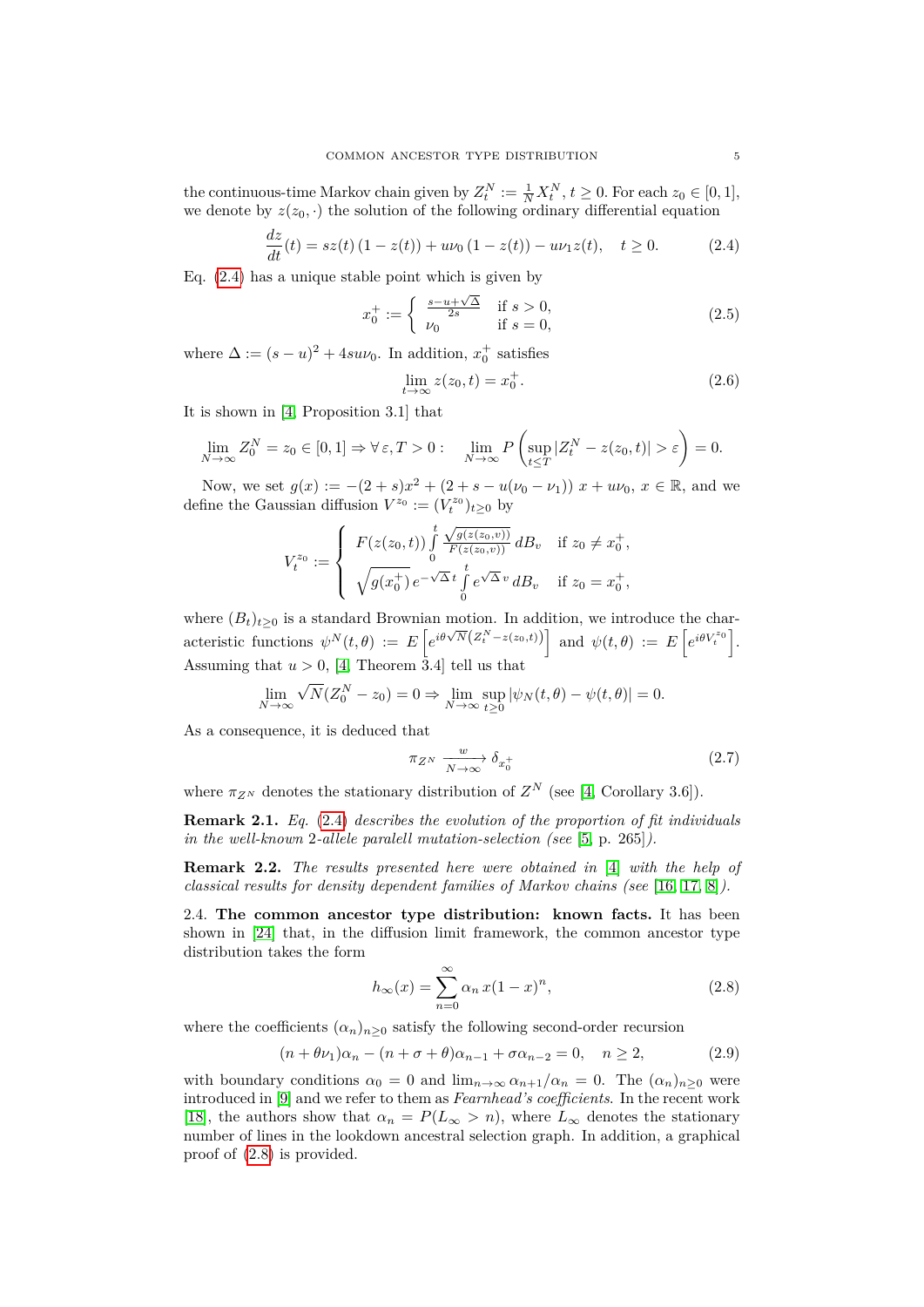the continuous-time Markov chain given by $Z_t^N := \frac{1}{N} X_t^N$, $t \geq 0$. For each $z_0 \in [0,1]$, we denote by $z(z_0, \cdot)$ the solution of the following ordinary differential equation

$$\frac{dz}{dt}(t) = sz(t)\,(1 - z(t)) + u\nu_0\,(1 - z(t)) - u\nu_1 z(t), \quad t \geq 0. \tag{2.4}$$

Eq. (2.4) has a unique stable point which is given by

$$x_0^+ := \begin{cases} \frac{s-u+\sqrt{\Delta}}{2s} & \text{if } s > 0, \\ \nu_0 & \text{if } s = 0, \end{cases} \tag{2.5}$$

where $\Delta := (s-u)^2 + 4su\nu_0$. In addition, $x_0^+$ satisfies

$$\lim_{t\to\infty} z(z_0, t) = x_0^+. \tag{2.6}$$

It is shown in [4, Proposition 3.1] that

$$\lim_{N\to\infty} Z_0^N = z_0 \in [0,1] \Rightarrow \forall\, \varepsilon, T > 0: \quad \lim_{N\to\infty} P\left(\sup_{t\leq T} |Z_t^N - z(z_0, t)| > \varepsilon\right) = 0.$$

Now, we set $g(x) := -(2+s)x^2 + (2 + s - u(\nu_0 - \nu_1))\,x + u\nu_0$, $x \in \mathbb{R}$, and we define the Gaussian diffusion $V^{z_0} := (V_t^{z_0})_{t\geq 0}$ by

$$V_t^{z_0} := \begin{cases} F(z(z_0,t)) \int\limits_0^t \frac{\sqrt{g(z(z_0,v))}}{F(z(z_0,v))}\, dB_v & \text{if } z_0 \neq x_0^+, \\ \sqrt{g(x_0^+)}\, e^{-\sqrt{\Delta}\,t} \int\limits_0^t e^{\sqrt{\Delta}\,v}\, dB_v & \text{if } z_0 = x_0^+, \end{cases}$$

where $(B_t)_{t\geq 0}$ is a standard Brownian motion. In addition, we introduce the characteristic functions $\psi^N(t,\theta) := E\left[e^{i\theta\sqrt{N}(Z_t^N - z(z_0,t))}\right]$ and $\psi(t,\theta) := E\left[e^{i\theta V_t^{z_0}}\right]$. Assuming that $u > 0$, [4, Theorem 3.4] tell us that

$$\lim_{N\to\infty} \sqrt{N}(Z_0^N - z_0) = 0 \Rightarrow \lim_{N\to\infty} \sup_{t\geq 0} |\psi_N(t,\theta) - \psi(t,\theta)| = 0.$$

As a consequence, it is deduced that

$$\pi_{Z^N} \xrightarrow[N\to\infty]{w} \delta_{x_0^+} \tag{2.7}$$

where $\pi_{Z^N}$ denotes the stationary distribution of $Z^N$ (see [4, Corollary 3.6]).

**Remark 2.1.** *Eq.* (2.4) *describes the evolution of the proportion of fit individuals in the well-known* 2*-allele paralell mutation-selection (see* [5, p. 265]*).*

**Remark 2.2.** *The results presented here were obtained in* [4] *with the help of classical results for density dependent families of Markov chains (see* [16, 17, 8]*).*

2.4. **The common ancestor type distribution: known facts.** It has been shown in [24] that, in the diffusion limit framework, the common ancestor type distribution takes the form

$$h_\infty(x) = \sum_{n=0}^{\infty} \alpha_n\, x(1-x)^n, \tag{2.8}$$

where the coefficients $(\alpha_n)_{n\geq 0}$ satisfy the following second-order recursion

$$(n + \theta\nu_1)\alpha_n - (n + \sigma + \theta)\alpha_{n-1} + \sigma\alpha_{n-2} = 0, \quad n \geq 2, \tag{2.9}$$

with boundary conditions $\alpha_0 = 0$ and $\lim_{n\to\infty} \alpha_{n+1}/\alpha_n = 0$. The $(\alpha_n)_{n\geq 0}$ were introduced in [9] and we refer to them as *Fearnhead's coefficients*. In the recent work [18], the authors show that $\alpha_n = P(L_\infty > n)$, where $L_\infty$ denotes the stationary number of lines in the lookdown ancestral selection graph. In addition, a graphical proof of (2.8) is provided.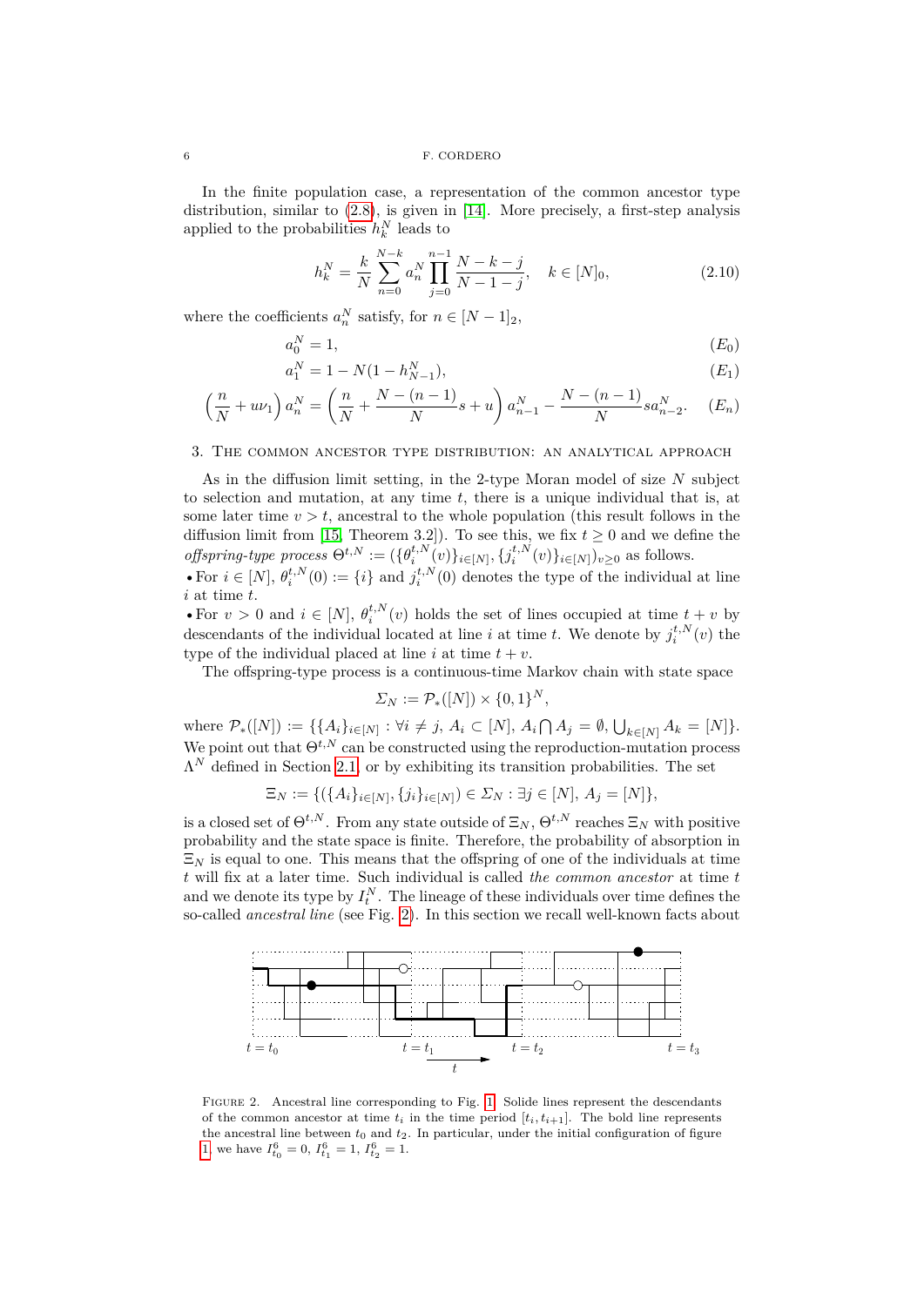In the finite population case, a representation of the common ancestor type distribution, similar to (2.8), is given in [14]. More precisely, a first-step analysis applied to the probabilities $h_k^N$ leads to

$$h_k^N = \frac{k}{N}\sum_{n=0}^{N-k} a_n^N \prod_{j=0}^{n-1}\frac{N-k-j}{N-1-j}, \quad k \in [N]_0, \tag{2.10}$$

where the coefficients $a_n^N$ satisfy, for $n \in [N-1]_2$,

$$a_0^N = 1, \tag{$E_0$}$$

$$a_1^N = 1 - N(1-h_{N-1}^N), \tag{$E_1$}$$

$$\left(\frac{n}{N} + u\nu_1\right)a_n^N = \left(\frac{n}{N} + \frac{N-(n-1)}{N}s + u\right)a_{n-1}^N - \frac{N-(n-1)}{N}s a_{n-2}^N. \tag{$E_n$}$$

## 3. The common ancestor type distribution: an analytical approach

As in the diffusion limit setting, in the 2-type Moran model of size $N$ subject to selection and mutation, at any time $t$, there is a unique individual that is, at some later time $v > t$, ancestral to the whole population (this result follows in the diffusion limit from [15, Theorem 3.2]). To see this, we fix $t \geq 0$ and we define the *offspring-type process* $\Theta^{t,N} := (\{\theta_i^{t,N}(v)\}_{i\in[N]}, \{j_i^{t,N}(v)\}_{i\in[N]})_{v\geq 0}$ as follows.

• For $i \in [N]$, $\theta_i^{t,N}(0) := \{i\}$ and $j_i^{t,N}(0)$ denotes the type of the individual at line $i$ at time $t$.

• For $v > 0$ and $i \in [N]$, $\theta_i^{t,N}(v)$ holds the set of lines occupied at time $t+v$ by descendants of the individual located at line $i$ at time $t$. We denote by $j_i^{t,N}(v)$ the type of the individual placed at line $i$ at time $t+v$.

The offspring-type process is a continuous-time Markov chain with state space

$$\Sigma_N := \mathcal{P}_*([N]) \times \{0,1\}^N,$$

where $\mathcal{P}_*([N]) := \{\{A_i\}_{i\in[N]} : \forall i \neq j,\, A_i \subset [N],\, A_i \bigcap A_j = \emptyset, \bigcup_{k\in[N]} A_k = [N]\}$. We point out that $\Theta^{t,N}$ can be constructed using the reproduction-mutation process $\Lambda^N$ defined in Section 2.1, or by exhibiting its transition probabilities. The set

$$\Xi_N := \{(\{A_i\}_{i\in[N]}, \{j_i\}_{i\in[N]}) \in \Sigma_N : \exists j \in [N],\, A_j = [N]\},$$

is a closed set of $\Theta^{t,N}$. From any state outside of $\Xi_N$, $\Theta^{t,N}$ reaches $\Xi_N$ with positive probability and the state space is finite. Therefore, the probability of absorption in $\Xi_N$ is equal to one. This means that the offspring of one of the individuals at time $t$ will fix at a later time. Such individual is called *the common ancestor* at time $t$ and we denote its type by $I_t^N$. The lineage of these individuals over time defines the so-called *ancestral line* (see Fig. 2). In this section we recall well-known facts about

Figure 2. Ancestral line corresponding to Fig. 1. Solide lines represent the descendants of the common ancestor at time $t_i$ in the time period $[t_i, t_{i+1}]$. The bold line represents the ancestral line between $t_0$ and $t_2$. In particular, under the initial configuration of figure 1, we have $I_{t_0}^6 = 0$, $I_{t_1}^6 = 1$, $I_{t_2}^6 = 1$.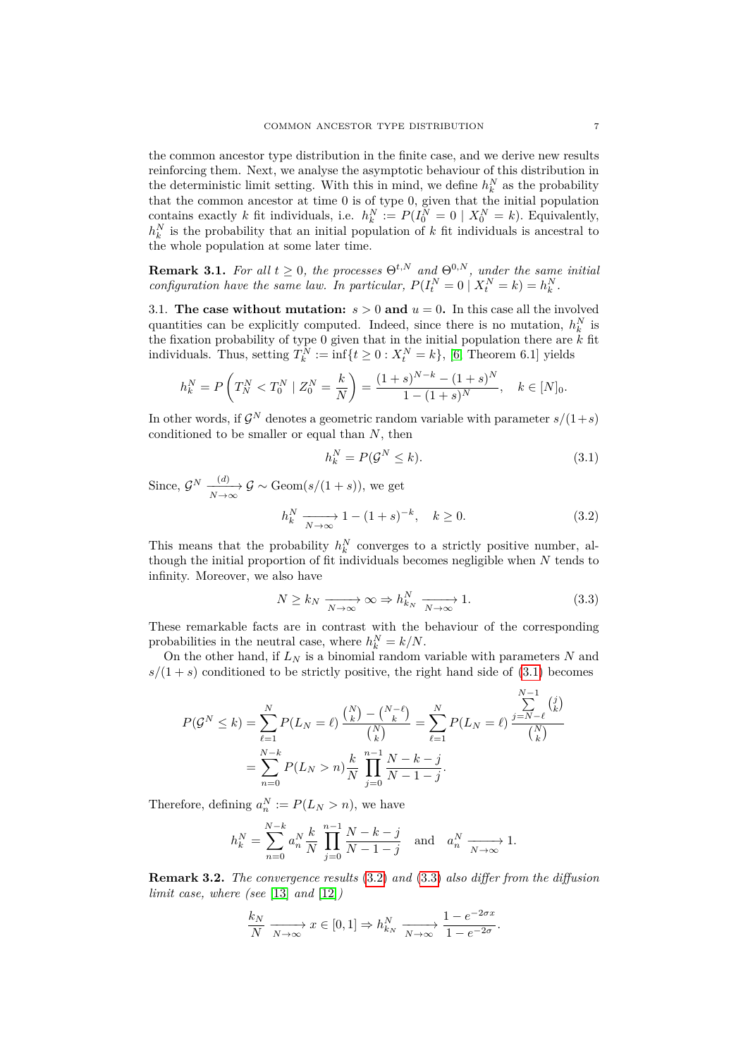the common ancestor type distribution in the finite case, and we derive new results reinforcing them. Next, we analyse the asymptotic behaviour of this distribution in the deterministic limit setting. With this in mind, we define $h_k^N$ as the probability that the common ancestor at time 0 is of type 0, given that the initial population contains exactly $k$ fit individuals, i.e. $h_k^N := P(I_0^N = 0 \mid X_0^N = k)$. Equivalently, $h_k^N$ is the probability that an initial population of $k$ fit individuals is ancestral to the whole population at some later time.

**Remark 3.1.** *For all $t \geq 0$, the processes $\Theta^{t,N}$ and $\Theta^{0,N}$, under the same initial configuration have the same law. In particular, $P(I_t^N = 0 \mid X_t^N = k) = h_k^N$.*

3.1. **The case without mutation: $s > 0$ and $u = 0$.** In this case all the involved quantities can be explicitly computed. Indeed, since there is no mutation, $h_k^N$ is the fixation probability of type 0 given that in the initial population there are $k$ fit individuals. Thus, setting $T_k^N := \inf\{t \geq 0 : X_t^N = k\}$, [6, Theorem 6.1] yields

$$h_k^N = P\left(T_N^N < T_0^N \mid Z_0^N = \frac{k}{N}\right) = \frac{(1+s)^{N-k} - (1+s)^N}{1-(1+s)^N}, \quad k \in [N]_0.$$

In other words, if $\mathcal{G}^N$ denotes a geometric random variable with parameter $s/(1+s)$ conditioned to be smaller or equal than $N$, then

$$h_k^N = P(\mathcal{G}^N \leq k). \tag{3.1}$$

Since, $\mathcal{G}^N \xrightarrow[N\to\infty]{(d)} \mathcal{G} \sim \text{Geom}(s/(1+s))$, we get

$$h_k^N \xrightarrow[N\to\infty]{} 1 - (1+s)^{-k}, \quad k \geq 0. \tag{3.2}$$

This means that the probability $h_k^N$ converges to a strictly positive number, although the initial proportion of fit individuals becomes negligible when $N$ tends to infinity. Moreover, we also have

$$N \geq k_N \xrightarrow[N\to\infty]{} \infty \Rightarrow h_{k_N}^N \xrightarrow[N\to\infty]{} 1. \tag{3.3}$$

These remarkable facts are in contrast with the behaviour of the corresponding probabilities in the neutral case, where $h_k^N = k/N$.

On the other hand, if $L_N$ is a binomial random variable with parameters $N$ and $s/(1+s)$ conditioned to be strictly positive, the right hand side of (3.1) becomes

$$\begin{aligned} P(\mathcal{G}^N \leq k) &= \sum_{\ell=1}^{N} P(L_N = \ell) \frac{\binom{N}{k} - \binom{N-\ell}{k}}{\binom{N}{k}} = \sum_{\ell=1}^{N} P(L_N = \ell) \frac{\sum_{j=N-\ell}^{N-1} \binom{j}{k}}{\binom{N}{k}} \\ &= \sum_{n=0}^{N-k} P(L_N > n) \frac{k}{N} \prod_{j=0}^{n-1} \frac{N-k-j}{N-1-j}. \end{aligned}$$

Therefore, defining $a_n^N := P(L_N > n)$, we have

$$h_k^N = \sum_{n=0}^{N-k} a_n^N \frac{k}{N} \prod_{j=0}^{n-1} \frac{N-k-j}{N-1-j} \quad \text{and} \quad a_n^N \xrightarrow[N\to\infty]{} 1.$$

**Remark 3.2.** *The convergence results (3.2) and (3.3) also differ from the diffusion limit case, where (see [13] and [12])*

$$\frac{k_N}{N} \xrightarrow[N\to\infty]{} x \in [0,1] \Rightarrow h_{k_N}^N \xrightarrow[N\to\infty]{} \frac{1-e^{-2\sigma x}}{1-e^{-2\sigma}}.$$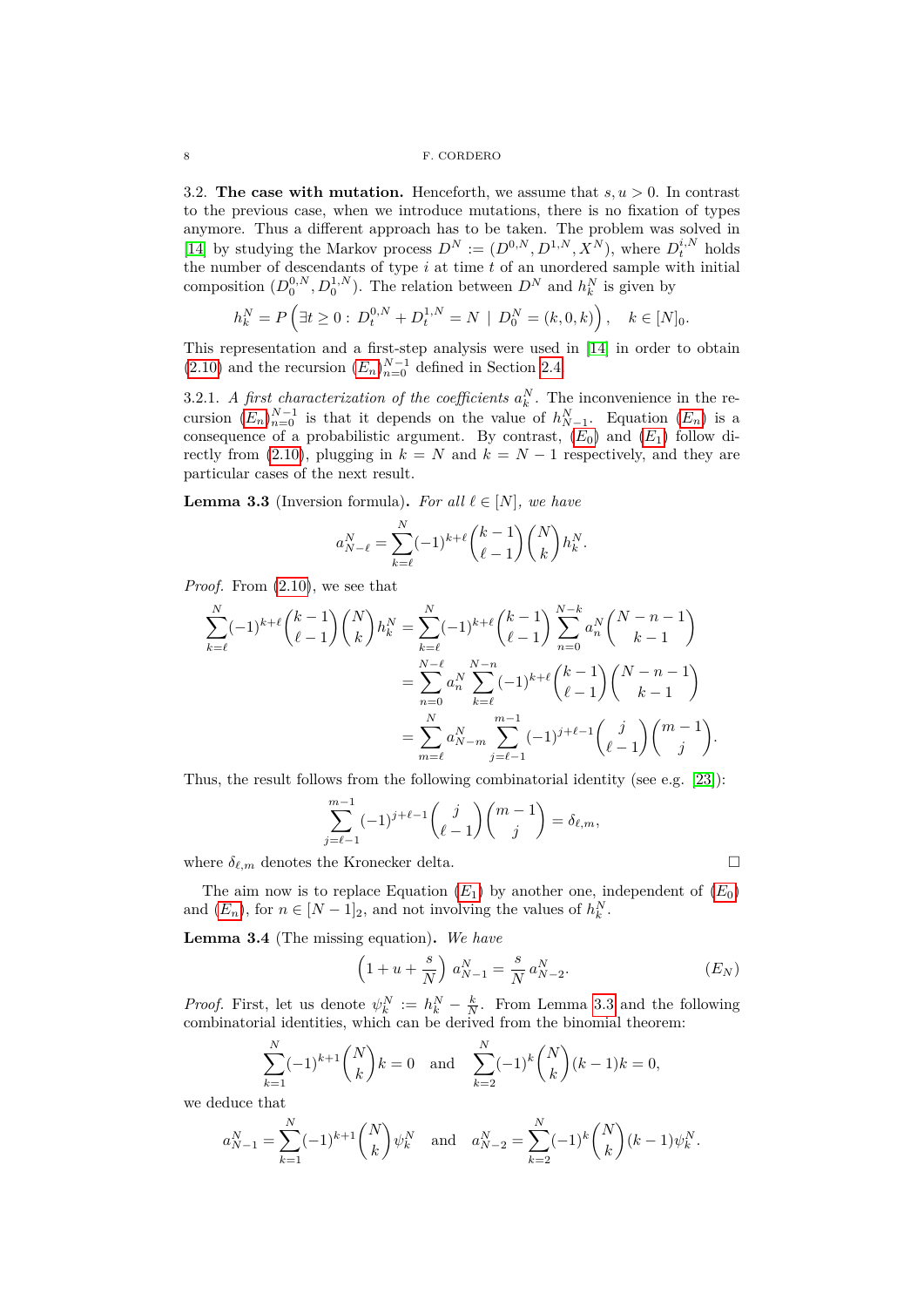3.2. **The case with mutation.** Henceforth, we assume that $s, u > 0$. In contrast to the previous case, when we introduce mutations, there is no fixation of types anymore. Thus a different approach has to be taken. The problem was solved in [14] by studying the Markov process $D^N := (D^{0,N}, D^{1,N}, X^N)$, where $D_t^{i,N}$ holds the number of descendants of type $i$ at time $t$ of an unordered sample with initial composition $(D_0^{0,N}, D_0^{1,N})$. The relation between $D^N$ and $h_k^N$ is given by

$$h_k^N = P\left(\exists t \geq 0 :\ D_t^{0,N} + D_t^{1,N} = N \ \mid\ D_0^N = (k, 0, k)\right), \quad k \in [N]_0.$$

This representation and a first-step analysis were used in [14] in order to obtain (2.10) and the recursion $(E_n)_{n=0}^{N-1}$ defined in Section 2.4.

3.2.1. *A first characterization of the coefficients $a_k^N$.* The inconvenience in the recursion $(E_n)_{n=0}^{N-1}$ is that it depends on the value of $h_{N-1}^N$. Equation $(E_n)$ is a consequence of a probabilistic argument. By contrast, $(E_0)$ and $(E_1)$ follow directly from (2.10), plugging in $k = N$ and $k = N-1$ respectively, and they are particular cases of the next result.

**Lemma 3.3** (Inversion formula)**.** *For all $\ell \in [N]$, we have*

$$a_{N-\ell}^N = \sum_{k=\ell}^{N} (-1)^{k+\ell} \binom{k-1}{\ell-1} \binom{N}{k} h_k^N.$$

*Proof.* From (2.10), we see that

$$\begin{aligned}
\sum_{k=\ell}^{N} (-1)^{k+\ell} \binom{k-1}{\ell-1} \binom{N}{k} h_k^N &= \sum_{k=\ell}^{N} (-1)^{k+\ell} \binom{k-1}{\ell-1} \sum_{n=0}^{N-k} a_n^N \binom{N-n-1}{k-1} \\
&= \sum_{n=0}^{N-\ell} a_n^N \sum_{k=\ell}^{N-n} (-1)^{k+\ell} \binom{k-1}{\ell-1} \binom{N-n-1}{k-1} \\
&= \sum_{m=\ell}^{N} a_{N-m}^N \sum_{j=\ell-1}^{m-1} (-1)^{j+\ell-1} \binom{j}{\ell-1} \binom{m-1}{j}.
\end{aligned}$$

Thus, the result follows from the following combinatorial identity (see e.g. [23]):

$$\sum_{j=\ell-1}^{m-1} (-1)^{j+\ell-1} \binom{j}{\ell-1} \binom{m-1}{j} = \delta_{\ell,m},$$

where $\delta_{\ell,m}$ denotes the Kronecker delta. $\square$

The aim now is to replace Equation $(E_1)$ by another one, independent of $(E_0)$ and $(E_n)$, for $n \in [N-1]_2$, and not involving the values of $h_k^N$.

**Lemma 3.4** (The missing equation)**.** *We have*

$$\left(1 + u + \frac{s}{N}\right) a_{N-1}^N = \frac{s}{N}\, a_{N-2}^N. \qquad (E_N)$$

*Proof.* First, let us denote $\psi_k^N := h_k^N - \frac{k}{N}$. From Lemma 3.3 and the following combinatorial identities, which can be derived from the binomial theorem:

$$\sum_{k=1}^{N} (-1)^{k+1} \binom{N}{k} k = 0 \quad \text{and} \quad \sum_{k=2}^{N} (-1)^{k} \binom{N}{k} (k-1)k = 0,$$

we deduce that

$$a_{N-1}^N = \sum_{k=1}^{N} (-1)^{k+1} \binom{N}{k} \psi_k^N \quad \text{and} \quad a_{N-2}^N = \sum_{k=2}^{N} (-1)^{k} \binom{N}{k} (k-1) \psi_k^N.$$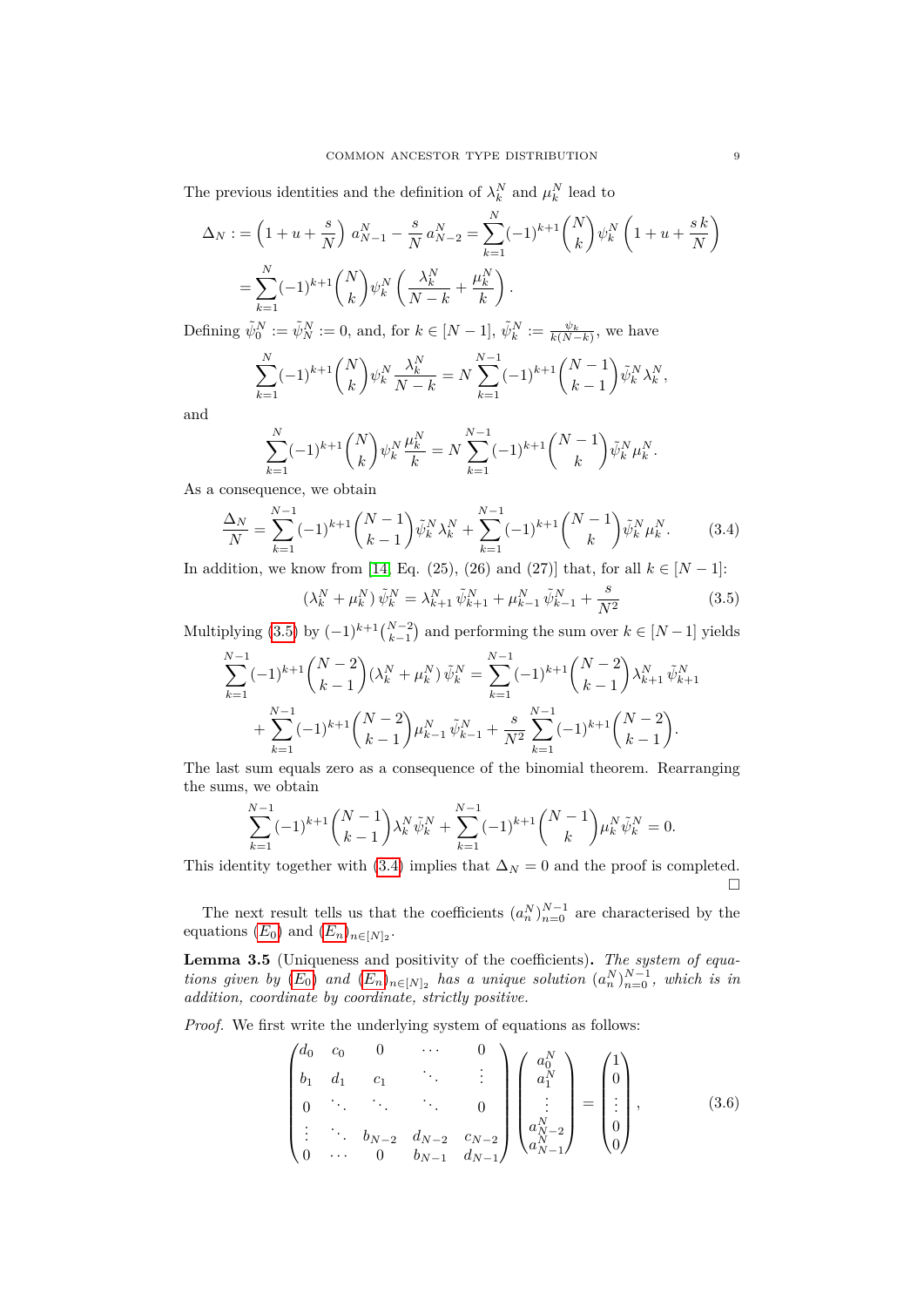The previous identities and the definition of $\lambda_k^N$ and $\mu_k^N$ lead to

$$\Delta_N := \left(1 + u + \frac{s}{N}\right) a_{N-1}^N - \frac{s}{N}\, a_{N-2}^N = \sum_{k=1}^{N} (-1)^{k+1} \binom{N}{k} \psi_k^N \left(1 + u + \frac{s\,k}{N}\right)$$
$$= \sum_{k=1}^{N} (-1)^{k+1} \binom{N}{k} \psi_k^N \left(\frac{\lambda_k^N}{N-k} + \frac{\mu_k^N}{k}\right).$$

Defining $\tilde{\psi}_0^N := \tilde{\psi}_N^N := 0$, and, for $k \in [N-1]$, $\tilde{\psi}_k^N := \frac{\psi_k}{k(N-k)}$, we have

$$\sum_{k=1}^{N} (-1)^{k+1} \binom{N}{k} \psi_k^N \frac{\lambda_k^N}{N-k} = N \sum_{k=1}^{N-1} (-1)^{k+1} \binom{N-1}{k-1} \tilde{\psi}_k^N \lambda_k^N,$$

and

$$\sum_{k=1}^{N} (-1)^{k+1} \binom{N}{k} \psi_k^N \frac{\mu_k^N}{k} = N \sum_{k=1}^{N-1} (-1)^{k+1} \binom{N-1}{k} \tilde{\psi}_k^N \mu_k^N.$$

As a consequence, we obtain

$$\frac{\Delta_N}{N} = \sum_{k=1}^{N-1} (-1)^{k+1} \binom{N-1}{k-1} \tilde{\psi}_k^N \lambda_k^N + \sum_{k=1}^{N-1} (-1)^{k+1} \binom{N-1}{k} \tilde{\psi}_k^N \mu_k^N. \tag{3.4}$$

In addition, we know from [14, Eq. (25), (26) and (27)] that, for all $k \in [N-1]$:

$$(\lambda_k^N + \mu_k^N)\, \tilde{\psi}_k^N = \lambda_{k+1}^N\, \tilde{\psi}_{k+1}^N + \mu_{k-1}^N\, \tilde{\psi}_{k-1}^N + \frac{s}{N^2} \tag{3.5}$$

Multiplying (3.5) by $(-1)^{k+1}\binom{N-2}{k-1}$ and performing the sum over $k \in [N-1]$ yields

$$\sum_{k=1}^{N-1} (-1)^{k+1} \binom{N-2}{k-1} (\lambda_k^N + \mu_k^N)\, \tilde{\psi}_k^N = \sum_{k=1}^{N-1} (-1)^{k+1} \binom{N-2}{k-1} \lambda_{k+1}^N\, \tilde{\psi}_{k+1}^N$$
$$+ \sum_{k=1}^{N-1} (-1)^{k+1} \binom{N-2}{k-1} \mu_{k-1}^N\, \tilde{\psi}_{k-1}^N + \frac{s}{N^2} \sum_{k=1}^{N-1} (-1)^{k+1} \binom{N-2}{k-1}.$$

The last sum equals zero as a consequence of the binomial theorem. Rearranging the sums, we obtain

$$\sum_{k=1}^{N-1} (-1)^{k+1} \binom{N-1}{k-1} \lambda_k^N \tilde{\psi}_k^N + \sum_{k=1}^{N-1} (-1)^{k+1} \binom{N-1}{k} \mu_k^N \tilde{\psi}_k^N = 0.$$

This identity together with (3.4) implies that $\Delta_N = 0$ and the proof is completed. □

The next result tells us that the coefficients $(a_n^N)_{n=0}^{N-1}$ are characterised by the equations ($E_0$) and $(E_n)_{n \in [N]_2}$.

**Lemma 3.5** (Uniqueness and positivity of the coefficients). *The system of equations given by ($E_0$) and $(E_n)_{n \in [N]_2}$ has a unique solution $(a_n^N)_{n=0}^{N-1}$, which is in addition, coordinate by coordinate, strictly positive.*

*Proof.* We first write the underlying system of equations as follows:

$$\begin{pmatrix} d_0 & c_0 & 0 & \cdots & 0 \\ b_1 & d_1 & c_1 & \ddots & \vdots \\ 0 & \ddots & \ddots & \ddots & 0 \\ \vdots & \ddots & b_{N-2} & d_{N-2} & c_{N-2} \\ 0 & \cdots & 0 & b_{N-1} & d_{N-1} \end{pmatrix} \begin{pmatrix} a_0^N \\ a_1^N \\ \vdots \\ a_{N-2}^N \\ a_{N-1}^N \end{pmatrix} = \begin{pmatrix} 1 \\ 0 \\ \vdots \\ 0 \\ 0 \end{pmatrix}, \tag{3.6}$$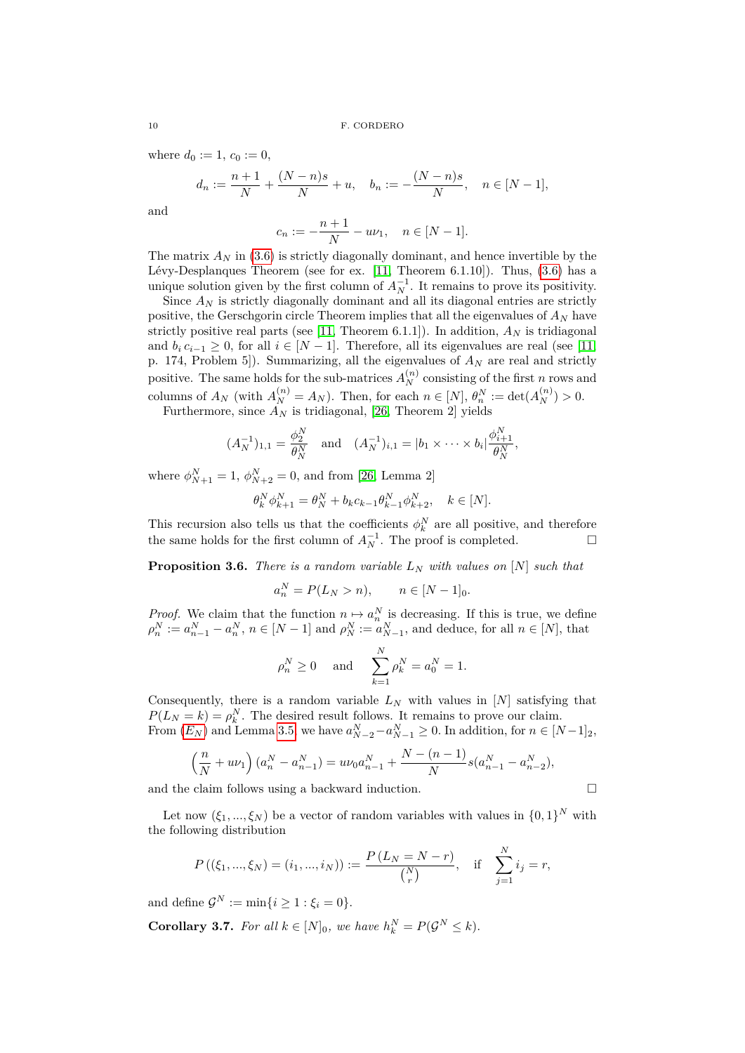where $d_0 := 1$, $c_0 := 0$,

$$d_n := \frac{n+1}{N} + \frac{(N-n)s}{N} + u, \quad b_n := -\frac{(N-n)s}{N}, \quad n \in [N-1],$$

and

$$c_n := -\frac{n+1}{N} - u\nu_1, \quad n \in [N-1].$$

The matrix $A_N$ in (3.6) is strictly diagonally dominant, and hence invertible by the Lévy-Desplanques Theorem (see for ex. [11, Theorem 6.1.10]). Thus, (3.6) has a unique solution given by the first column of $A_N^{-1}$. It remains to prove its positivity.

Since $A_N$ is strictly diagonally dominant and all its diagonal entries are strictly positive, the Gerschgorin circle Theorem implies that all the eigenvalues of $A_N$ have strictly positive real parts (see [11, Theorem 6.1.1]). In addition, $A_N$ is tridiagonal and $b_i\, c_{i-1} \geq 0$, for all $i \in [N-1]$. Therefore, all its eigenvalues are real (see [11, p. 174, Problem 5]). Summarizing, all the eigenvalues of $A_N$ are real and strictly positive. The same holds for the sub-matrices $A_N^{(n)}$ consisting of the first $n$ rows and columns of $A_N$ (with $A_N^{(n)} = A_N$). Then, for each $n \in [N]$, $\theta_n^N := \det(A_N^{(n)}) > 0$.

Furthermore, since $A_N$ is tridiagonal, [26, Theorem 2] yields

$$(A_N^{-1})_{1,1} = \frac{\phi_2^N}{\theta_N^N} \quad \text{and} \quad (A_N^{-1})_{i,1} = |b_1 \times \cdots \times b_i| \frac{\phi_{i+1}^N}{\theta_N^N},$$

where $\phi_{N+1}^N = 1$, $\phi_{N+2}^N = 0$, and from [26, Lemma 2]

$$\theta_k^N \phi_{k+1}^N = \theta_N^N + b_k c_{k-1} \theta_{k-1}^N \phi_{k+2}^N, \quad k \in [N].$$

This recursion also tells us that the coefficients $\phi_k^N$ are all positive, and therefore the same holds for the first column of $A_N^{-1}$. The proof is completed. $\square$

**Proposition 3.6.** *There is a random variable $L_N$ with values on $[N]$ such that*

$$a_n^N = P(L_N > n), \qquad n \in [N-1]_0.$$

*Proof.* We claim that the function $n \mapsto a_n^N$ is decreasing. If this is true, we define $\rho_n^N := a_{n-1}^N - a_n^N$, $n \in [N-1]$ and $\rho_N^N := a_{N-1}^N$, and deduce, for all $n \in [N]$, that

$$\rho_n^N \geq 0 \quad \text{and} \quad \sum_{k=1}^N \rho_k^N = a_0^N = 1.$$

Consequently, there is a random variable $L_N$ with values in $[N]$ satisfying that $P(L_N = k) = \rho_k^N$. The desired result follows. It remains to prove our claim.
From ($E_N$) and Lemma 3.5 we have $a_{N-2}^N - a_{N-1}^N \geq 0$. In addition, for $n \in [N-1]_2$,

$$\left(\frac{n}{N} + u\nu_1\right)(a_n^N - a_{n-1}^N) = u\nu_0 a_{n-1}^N + \frac{N-(n-1)}{N} s(a_{n-1}^N - a_{n-2}^N),$$

and the claim follows using a backward induction. $\square$

Let now $(\xi_1, ..., \xi_N)$ be a vector of random variables with values in $\{0,1\}^N$ with the following distribution

$$P\left((\xi_1, ..., \xi_N) = (i_1, ..., i_N)\right) := \frac{P\left(L_N = N - r\right)}{\binom{N}{r}}, \quad \text{if} \quad \sum_{j=1}^N i_j = r,$$

and define $\mathcal{G}^N := \min\{i \geq 1 : \xi_i = 0\}$.

**Corollary 3.7.** *For all $k \in [N]_0$, we have $h_k^N = P(\mathcal{G}^N \leq k)$.*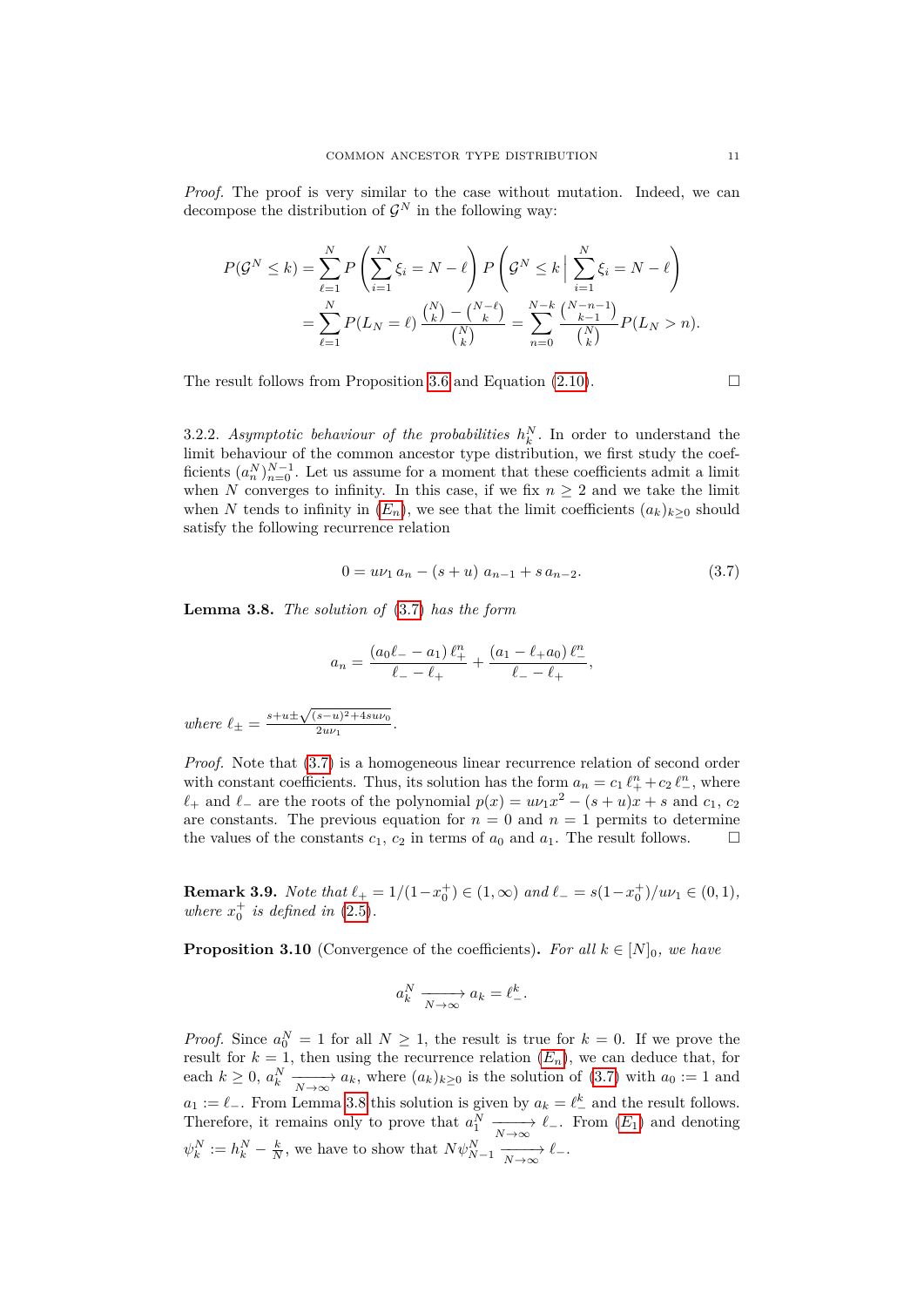*Proof.* The proof is very similar to the case without mutation. Indeed, we can decompose the distribution of $\mathcal{G}^N$ in the following way:

$$
\begin{aligned}
P(\mathcal{G}^N \leq k) &= \sum_{\ell=1}^{N} P\left(\sum_{i=1}^{N} \xi_i = N - \ell\right) P\left(\mathcal{G}^N \leq k \,\Big|\, \sum_{i=1}^{N} \xi_i = N - \ell\right) \\
&= \sum_{\ell=1}^{N} P(L_N = \ell)\, \frac{\binom{N}{k} - \binom{N-\ell}{k}}{\binom{N}{k}} = \sum_{n=0}^{N-k} \frac{\binom{N-n-1}{k-1}}{\binom{N}{k}} P(L_N > n).
\end{aligned}
$$

The result follows from Proposition 3.6 and Equation (2.10). □

3.2.2. *Asymptotic behaviour of the probabilities* $h_k^N$. In order to understand the limit behaviour of the common ancestor type distribution, we first study the coefficients $(a_n^N)_{n=0}^{N-1}$. Let us assume for a moment that these coefficients admit a limit when $N$ converges to infinity. In this case, if we fix $n \geq 2$ and we take the limit when $N$ tends to infinity in ($E_n$), we see that the limit coefficients $(a_k)_{k\geq 0}$ should satisfy the following recurrence relation

$$
0 = u\nu_1\, a_n - (s+u)\, a_{n-1} + s\, a_{n-2}. \tag{3.7}
$$

**Lemma 3.8.** *The solution of (3.7) has the form*

$$
a_n = \frac{(a_0 \ell_- - a_1)\, \ell_+^n}{\ell_- - \ell_+} + \frac{(a_1 - \ell_+ a_0)\, \ell_-^n}{\ell_- - \ell_+},
$$

*where* $\ell_\pm = \frac{s+u \pm \sqrt{(s-u)^2 + 4su\nu_0}}{2u\nu_1}$.

*Proof.* Note that (3.7) is a homogeneous linear recurrence relation of second order with constant coefficients. Thus, its solution has the form $a_n = c_1\, \ell_+^n + c_2\, \ell_-^n$, where $\ell_+$ and $\ell_-$ are the roots of the polynomial $p(x) = u\nu_1 x^2 - (s+u)x + s$ and $c_1$, $c_2$ are constants. The previous equation for $n = 0$ and $n = 1$ permits to determine the values of the constants $c_1$, $c_2$ in terms of $a_0$ and $a_1$. The result follows. □

**Remark 3.9.** *Note that* $\ell_+ = 1/(1 - x_0^+) \in (1, \infty)$ *and* $\ell_- = s(1 - x_0^+)/u\nu_1 \in (0, 1)$, *where* $x_0^+$ *is defined in (2.5).*

**Proposition 3.10** (Convergence of the coefficients)**.** *For all* $k \in [N]_0$, *we have*

$$
a_k^N \xrightarrow[N\to\infty]{} a_k = \ell_-^k.
$$

*Proof.* Since $a_0^N = 1$ for all $N \geq 1$, the result is true for $k = 0$. If we prove the result for $k = 1$, then using the recurrence relation ($E_n$), we can deduce that, for each $k \geq 0$, $a_k^N \xrightarrow[N\to\infty]{} a_k$, where $(a_k)_{k\geq 0}$ is the solution of (3.7) with $a_0 := 1$ and $a_1 := \ell_-$. From Lemma 3.8 this solution is given by $a_k = \ell_-^k$ and the result follows. Therefore, it remains only to prove that $a_1^N \xrightarrow[N\to\infty]{} \ell_-$. From ($E_1$) and denoting $\psi_k^N := h_k^N - \frac{k}{N}$, we have to show that $N\psi_{N-1}^N \xrightarrow[N\to\infty]{} \ell_-$.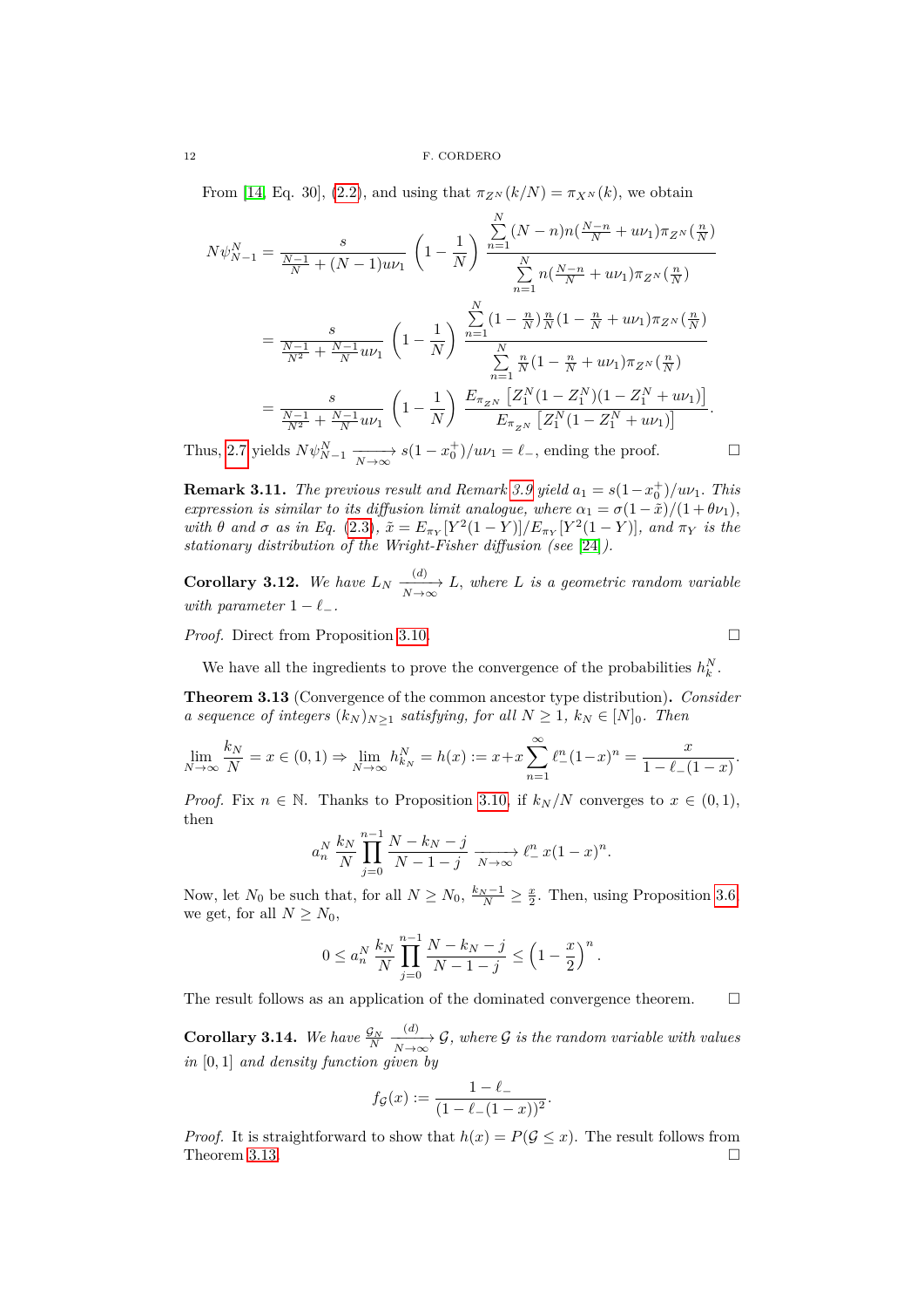From [14, Eq. 30], (2.2), and using that $\pi_{Z^N}(k/N) = \pi_{X^N}(k)$, we obtain

$$
\begin{aligned}
N\psi_{N-1}^N &= \frac{s}{\frac{N-1}{N} + (N-1)u\nu_1}\left(1 - \frac{1}{N}\right)\frac{\sum_{n=1}^{N}(N-n)n(\frac{N-n}{N} + u\nu_1)\pi_{Z^N}(\frac{n}{N})}{\sum_{n=1}^{N} n(\frac{N-n}{N} + u\nu_1)\pi_{Z^N}(\frac{n}{N})} \\
&= \frac{s}{\frac{N-1}{N^2} + \frac{N-1}{N}u\nu_1}\left(1 - \frac{1}{N}\right)\frac{\sum_{n=1}^{N}(1-\frac{n}{N})\frac{n}{N}(1-\frac{n}{N} + u\nu_1)\pi_{Z^N}(\frac{n}{N})}{\sum_{n=1}^{N} \frac{n}{N}(1-\frac{n}{N} + u\nu_1)\pi_{Z^N}(\frac{n}{N})} \\
&= \frac{s}{\frac{N-1}{N^2} + \frac{N-1}{N}u\nu_1}\left(1 - \frac{1}{N}\right)\frac{E_{\pi_{Z^N}}\left[Z_1^N(1-Z_1^N)(1-Z_1^N + u\nu_1)\right]}{E_{\pi_{Z^N}}\left[Z_1^N(1-Z_1^N + u\nu_1)\right]}.
\end{aligned}
$$

Thus, 2.7 yields $N\psi_{N-1}^N \xrightarrow[N\to\infty]{} s(1-x_0^+)/u\nu_1 = \ell_-$, ending the proof. □

**Remark 3.11.** *The previous result and Remark 3.9 yield $a_1 = s(1-x_0^+)/u\nu_1$. This expression is similar to its diffusion limit analogue, where $\alpha_1 = \sigma(1-\tilde{x})/(1+\theta\nu_1)$, with $\theta$ and $\sigma$ as in Eq. (2.3), $\tilde{x} = E_{\pi_Y}[Y^2(1-Y)]/E_{\pi_Y}[Y^2(1-Y)]$, and $\pi_Y$ is the stationary distribution of the Wright-Fisher diffusion (see [24]).*

**Corollary 3.12.** *We have $L_N \xrightarrow[N\to\infty]{(d)} L$, where $L$ is a geometric random variable with parameter $1-\ell_-$.*

*Proof.* Direct from Proposition 3.10. □

We have all the ingredients to prove the convergence of the probabilities $h_k^N$.

**Theorem 3.13** (Convergence of the common ancestor type distribution)**.** *Consider a sequence of integers $(k_N)_{N\geq 1}$ satisfying, for all $N \geq 1$, $k_N \in [N]_0$. Then*

$$
\lim_{N\to\infty}\frac{k_N}{N} = x \in (0,1) \Rightarrow \lim_{N\to\infty} h_{k_N}^N = h(x) := x + x\sum_{n=1}^{\infty}\ell_-^n(1-x)^n = \frac{x}{1-\ell_-(1-x)}.
$$

*Proof.* Fix $n \in \mathbb{N}$. Thanks to Proposition 3.10, if $k_N/N$ converges to $x \in (0,1)$, then

$$
a_n^N\,\frac{k_N}{N}\prod_{j=0}^{n-1}\frac{N-k_N-j}{N-1-j} \xrightarrow[N\to\infty]{} \ell_-^n\,x(1-x)^n.
$$

Now, let $N_0$ be such that, for all $N \geq N_0$, $\frac{k_N-1}{N} \geq \frac{x}{2}$. Then, using Proposition 3.6 we get, for all $N \geq N_0$,

$$
0 \leq a_n^N\,\frac{k_N}{N}\prod_{j=0}^{n-1}\frac{N-k_N-j}{N-1-j} \leq \left(1-\frac{x}{2}\right)^n.
$$

The result follows as an application of the dominated convergence theorem. □

**Corollary 3.14.** *We have $\frac{\mathcal{G}_N}{N} \xrightarrow[N\to\infty]{(d)} \mathcal{G}$, where $\mathcal{G}$ is the random variable with values in $[0,1]$ and density function given by*

$$
f_{\mathcal{G}}(x) := \frac{1-\ell_-}{(1-\ell_-(1-x))^2}.
$$

*Proof.* It is straightforward to show that $h(x) = P(\mathcal{G} \leq x)$. The result follows from Theorem 3.13. □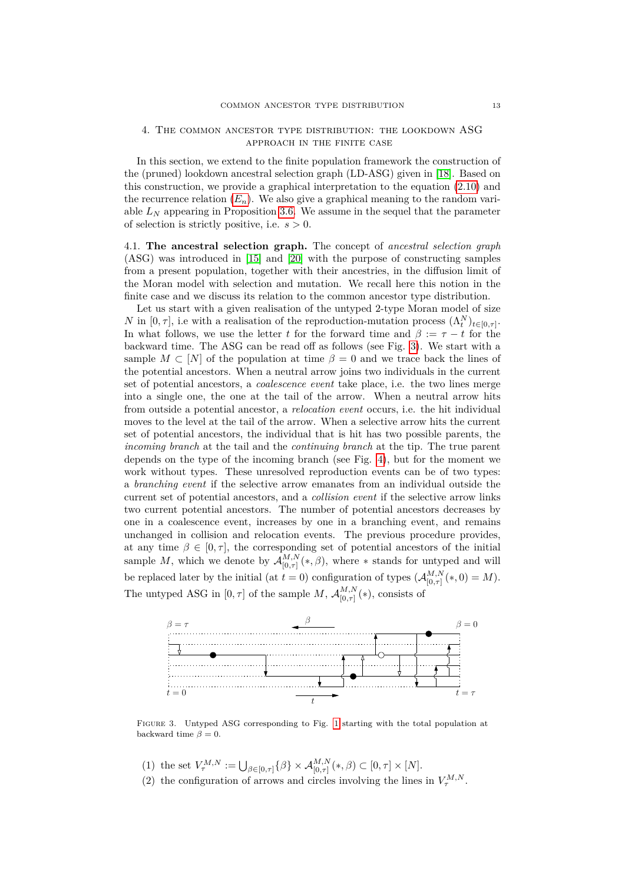## 4. The common ancestor type distribution: the lookdown ASG approach in the finite case

In this section, we extend to the finite population framework the construction of the (pruned) lookdown ancestral selection graph (LD-ASG) given in [18]. Based on this construction, we provide a graphical interpretation to the equation (2.10) and the recurrence relation ($E_n$). We also give a graphical meaning to the random variable $L_N$ appearing in Proposition 3.6. We assume in the sequel that the parameter of selection is strictly positive, i.e. $s > 0$.

4.1. **The ancestral selection graph.** The concept of *ancestral selection graph* (ASG) was introduced in [15] and [20] with the purpose of constructing samples from a present population, together with their ancestries, in the diffusion limit of the Moran model with selection and mutation. We recall here this notion in the finite case and we discuss its relation to the common ancestor type distribution.

Let us start with a given realisation of the untyped 2-type Moran model of size $N$ in $[0, \tau]$, i.e with a realisation of the reproduction-mutation process $(\Lambda_t^N)_{t\in[0,\tau]}$. In what follows, we use the letter $t$ for the forward time and $\beta := \tau - t$ for the backward time. The ASG can be read off as follows (see Fig. 3). We start with a sample $M \subset [N]$ of the population at time $\beta = 0$ and we trace back the lines of the potential ancestors. When a neutral arrow joins two individuals in the current set of potential ancestors, a *coalescence event* take place, i.e. the two lines merge into a single one, the one at the tail of the arrow. When a neutral arrow hits from outside a potential ancestor, a *relocation event* occurs, i.e. the hit individual moves to the level at the tail of the arrow. When a selective arrow hits the current set of potential ancestors, the individual that is hit has two possible parents, the *incoming branch* at the tail and the *continuing branch* at the tip. The true parent depends on the type of the incoming branch (see Fig. 4), but for the moment we work without types. These unresolved reproduction events can be of two types: a *branching event* if the selective arrow emanates from an individual outside the current set of potential ancestors, and a *collision event* if the selective arrow links two current potential ancestors. The number of potential ancestors decreases by one in a coalescence event, increases by one in a branching event, and remains unchanged in collision and relocation events. The previous procedure provides, at any time $\beta \in [0, \tau]$, the corresponding set of potential ancestors of the initial sample $M$, which we denote by $\mathcal{A}_{[0,\tau]}^{M,N}(*, \beta)$, where $*$ stands for untyped and will be replaced later by the initial (at $t = 0$) configuration of types ($\mathcal{A}_{[0,\tau]}^{M,N}(*, 0) = M$). The untyped ASG in $[0, \tau]$ of the sample $M$, $\mathcal{A}_{[0,\tau]}^{M,N}(*)$, consists of

Figure 3. Untyped ASG corresponding to Fig. 1 starting with the total population at backward time $\beta = 0$.

(1) the set $V_\tau^{M,N} := \bigcup_{\beta\in[0,\tau]}\{\beta\} \times \mathcal{A}_{[0,\tau]}^{M,N}(*, \beta) \subset [0, \tau] \times [N]$.

(2) the configuration of arrows and circles involving the lines in $V_\tau^{M,N}$.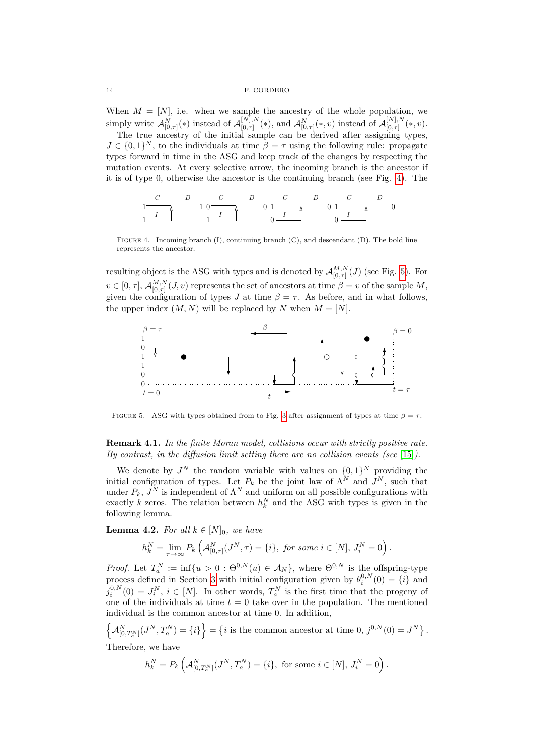When $M = [N]$, i.e. when we sample the ancestry of the whole population, we simply write $\mathcal{A}^N_{[0,\tau]}(*)$ instead of $\mathcal{A}^{[N],N}_{[0,\tau]}(*)$, and $\mathcal{A}^N_{[0,\tau]}(*,v)$ instead of $\mathcal{A}^{[N],N}_{[0,\tau]}(*,v)$.

The true ancestry of the initial sample can be derived after assigning types, $J \in \{0,1\}^N$, to the individuals at time $\beta = \tau$ using the following rule: propagate types forward in time in the ASG and keep track of the changes by respecting the mutation events. At every selective arrow, the incoming branch is the ancestor if it is of type 0, otherwise the ancestor is the continuing branch (see Fig. 4). The resulting object is the ASG with types and is denoted by $\mathcal{A}^{M,N}_{[0,\tau]}(J)$ (see Fig. 5). For $v \in [0,\tau]$, $\mathcal{A}^{M,N}_{[0,\tau]}(J,v)$ represents the set of ancestors at time $\beta = v$ of the sample $M$, given the configuration of types $J$ at time $\beta = \tau$. As before, and in what follows, the upper index $(M,N)$ will be replaced by $N$ when $M = [N]$.

FIGURE 4. Incoming branch (I), continuing branch (C), and descendant (D). The bold line represents the ancestor.

FIGURE 5. ASG with types obtained from to Fig. 3 after assignment of types at time $\beta = \tau$.

**Remark 4.1.** *In the finite Moran model, collisions occur with strictly positive rate. By contrast, in the diffusion limit setting there are no collision events (see [15]).*

We denote by $J^N$ the random variable with values on $\{0,1\}^N$ providing the initial configuration of types. Let $P_k$ be the joint law of $\Lambda^N$ and $J^N$, such that under $P_k$, $J^N$ is independent of $\Lambda^N$ and uniform on all possible configurations with exactly $k$ zeros. The relation between $h^N_k$ and the ASG with types is given in the following lemma.

**Lemma 4.2.** *For all $k \in [N]_0$, we have*

$$h^N_k = \lim_{\tau\to\infty} P_k\left(\mathcal{A}^N_{[0,\tau]}(J^N,\tau) = \{i\},\ \textit{for some } i \in [N],\ J^N_i = 0\right).$$

*Proof.* Let $T^N_a := \inf\{u > 0 : \Theta^{0,N}(u) \in \mathcal{A}_N\}$, where $\Theta^{0,N}$ is the offspring-type process defined in Section 3 with initial configuration given by $\theta^{0,N}_i(0) = \{i\}$ and $j^{0,N}_i(0) = J^N_i$, $i \in [N]$. In other words, $T^N_a$ is the first time that the progeny of one of the individuals at time $t = 0$ take over in the population. The mentioned individual is the common ancestor at time 0. In addition,

$$\left\{\mathcal{A}^N_{[0,T^N_a]}(J^N,T^N_a) = \{i\}\right\} = \left\{i \text{ is the common ancestor at time } 0,\ j^{0,N}(0) = J^N\right\}.$$

Therefore, we have

$$h^N_k = P_k\left(\mathcal{A}^N_{[0,T^N_a]}(J^N,T^N_a) = \{i\},\ \text{for some } i \in [N],\ J^N_i = 0\right).$$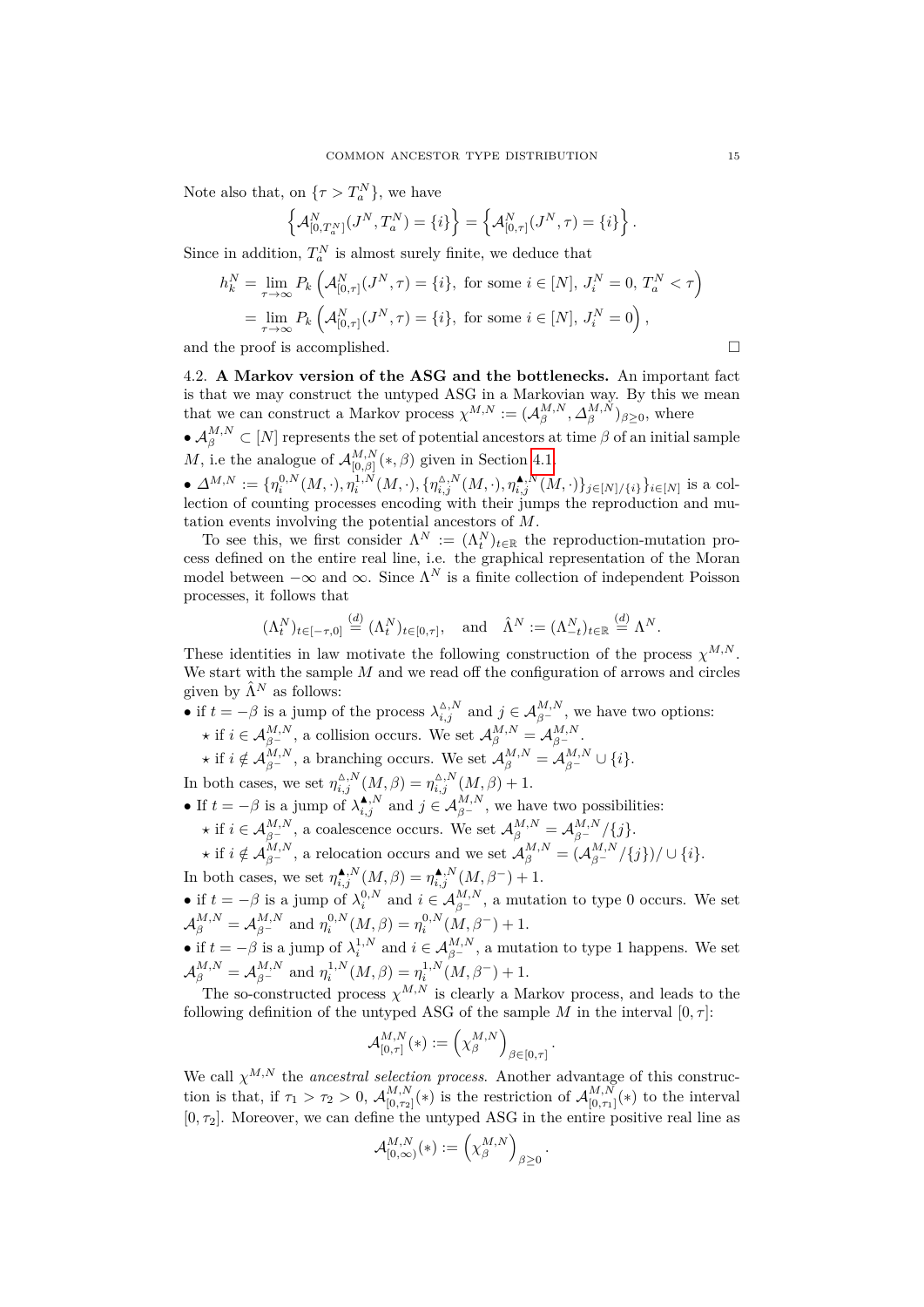Note also that, on $\{\tau > T_a^N\}$, we have

$$\left\{\mathcal{A}^N_{[0,T_a^N]}(J^N, T_a^N) = \{i\}\right\} = \left\{\mathcal{A}^N_{[0,\tau]}(J^N, \tau) = \{i\}\right\}.$$

Since in addition, $T_a^N$ is almost surely finite, we deduce that

$$\begin{aligned} h_k^N &= \lim_{\tau\to\infty} P_k\left(\mathcal{A}^N_{[0,\tau]}(J^N,\tau) = \{i\}, \text{ for some } i\in[N],\ J_i^N = 0,\ T_a^N < \tau\right) \\ &= \lim_{\tau\to\infty} P_k\left(\mathcal{A}^N_{[0,\tau]}(J^N,\tau) = \{i\}, \text{ for some } i\in[N],\ J_i^N = 0\right), \end{aligned}$$

and the proof is accomplished. □

4.2. **A Markov version of the ASG and the bottlenecks.** An important fact is that we may construct the untyped ASG in a Markovian way. By this we mean that we can construct a Markov process $\chi^{M,N} := (\mathcal{A}_\beta^{M,N}, \Delta_\beta^{M,N})_{\beta\geq 0}$, where

- $\mathcal{A}_\beta^{M,N} \subset [N]$ represents the set of potential ancestors at time $\beta$ of an initial sample $M$, i.e the analogue of $\mathcal{A}^{M,N}_{[0,\beta]}(*,\beta)$ given in Section 4.1.
- $\Delta^{M,N} := \{\eta_i^{0,N}(M,\cdot), \eta_i^{1,N}(M,\cdot), \{\eta_{i,j}^{\vartriangle,N}(M,\cdot), \eta_{i,j}^{\blacktriangle,N}(M,\cdot)\}_{j\in[N]/\{i\}}\}_{i\in[N]}$ is a collection of counting processes encoding with their jumps the reproduction and mutation events involving the potential ancestors of $M$.

To see this, we first consider $\Lambda^N := (\Lambda_t^N)_{t\in\mathbb{R}}$ the reproduction-mutation process defined on the entire real line, i.e. the graphical representation of the Moran model between $-\infty$ and $\infty$. Since $\Lambda^N$ is a finite collection of independent Poisson processes, it follows that

$$(\Lambda_t^N)_{t\in[-\tau,0]} \stackrel{(d)}{=} (\Lambda_t^N)_{t\in[0,\tau]}, \quad \text{and} \quad \hat{\Lambda}^N := (\Lambda_{-t}^N)_{t\in\mathbb{R}} \stackrel{(d)}{=} \Lambda^N.$$

These identities in law motivate the following construction of the process $\chi^{M,N}$. We start with the sample $M$ and we read off the configuration of arrows and circles given by $\hat{\Lambda}^N$ as follows:

- if $t = -\beta$ is a jump of the process $\lambda_{i,j}^{\vartriangle,N}$ and $j \in \mathcal{A}_{\beta^-}^{M,N}$, we have two options:
  - ⋆ if $i \in \mathcal{A}_{\beta^-}^{M,N}$, a collision occurs. We set $\mathcal{A}_\beta^{M,N} = \mathcal{A}_{\beta^-}^{M,N}$.
  - ⋆ if $i \notin \mathcal{A}_{\beta^-}^{M,N}$, a branching occurs. We set $\mathcal{A}_\beta^{M,N} = \mathcal{A}_{\beta^-}^{M,N} \cup \{i\}$.

In both cases, we set $\eta_{i,j}^{\vartriangle,N}(M,\beta) = \eta_{i,j}^{\vartriangle,N}(M,\beta) + 1$.

- If $t = -\beta$ is a jump of $\lambda_{i,j}^{\blacktriangle,N}$ and $j \in \mathcal{A}_{\beta^-}^{M,N}$, we have two possibilities:
  - ⋆ if $i \in \mathcal{A}_{\beta^-}^{M,N}$, a coalescence occurs. We set $\mathcal{A}_\beta^{M,N} = \mathcal{A}_{\beta^-}^{M,N}/\{j\}$.
  - ⋆ if $i \notin \mathcal{A}_{\beta^-}^{M,N}$, a relocation occurs and we set $\mathcal{A}_\beta^{M,N} = (\mathcal{A}_{\beta^-}^{M,N}/\{j\})/\cup\{i\}$.

In both cases, we set $\eta_{i,j}^{\blacktriangle,N}(M,\beta) = \eta_{i,j}^{\blacktriangle,N}(M,\beta^-) + 1$.

- if $t = -\beta$ is a jump of $\lambda_i^{0,N}$ and $i \in \mathcal{A}_{\beta^-}^{M,N}$, a mutation to type 0 occurs. We set $\mathcal{A}_\beta^{M,N} = \mathcal{A}_{\beta^-}^{M,N}$ and $\eta_i^{0,N}(M,\beta) = \eta_i^{0,N}(M,\beta^-) + 1$.
- if $t = -\beta$ is a jump of $\lambda_i^{1,N}$ and $i \in \mathcal{A}_{\beta^-}^{M,N}$, a mutation to type 1 happens. We set $\mathcal{A}_\beta^{M,N} = \mathcal{A}_{\beta^-}^{M,N}$ and $\eta_i^{1,N}(M,\beta) = \eta_i^{1,N}(M,\beta^-) + 1$.

The so-constructed process $\chi^{M,N}$ is clearly a Markov process, and leads to the following definition of the untyped ASG of the sample $M$ in the interval $[0,\tau]$:

$$\mathcal{A}^{M,N}_{[0,\tau]}(*) := \left(\chi_\beta^{M,N}\right)_{\beta\in[0,\tau]}.$$

We call $\chi^{M,N}$ the *ancestral selection process*. Another advantage of this construction is that, if $\tau_1 > \tau_2 > 0$, $\mathcal{A}^{M,N}_{[0,\tau_2]}(*)$ is the restriction of $\mathcal{A}^{M,N}_{[0,\tau_1]}(*)$ to the interval $[0,\tau_2]$. Moreover, we can define the untyped ASG in the entire positive real line as

$$\mathcal{A}^{M,N}_{[0,\infty)}(*) := \left(\chi_\beta^{M,N}\right)_{\beta\geq 0}.$$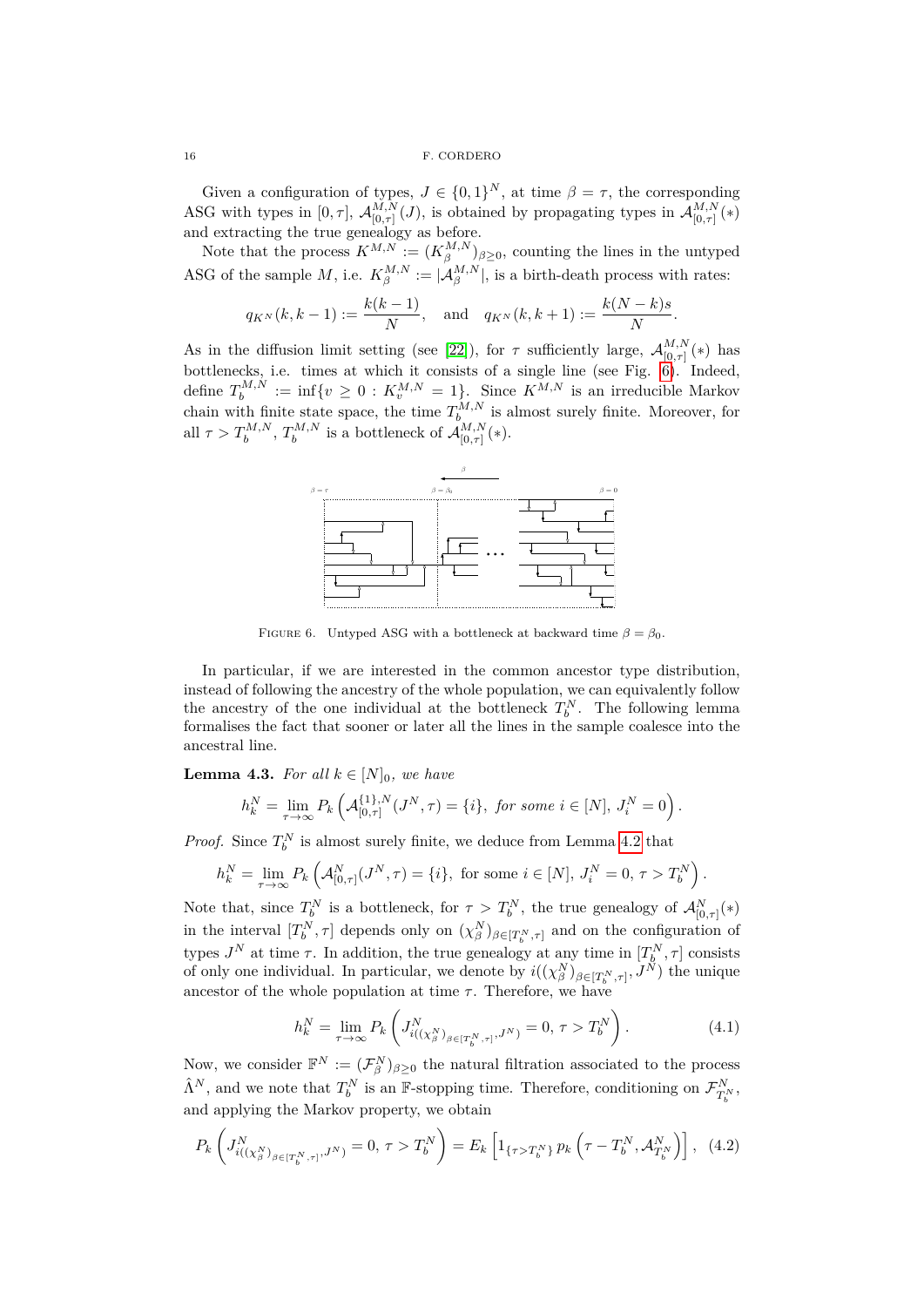Given a configuration of types, $J \in \{0,1\}^N$, at time $\beta = \tau$, the corresponding ASG with types in $[0,\tau]$, $\mathcal{A}^{M,N}_{[0,\tau]}(J)$, is obtained by propagating types in $\mathcal{A}^{M,N}_{[0,\tau]}(*)$ and extracting the true genealogy as before.

Note that the process $K^{M,N} := (K^{M,N}_\beta)_{\beta \geq 0}$, counting the lines in the untyped ASG of the sample $M$, i.e. $K^{M,N}_\beta := |\mathcal{A}^{M,N}_\beta|$, is a birth-death process with rates:

$$q_{K^N}(k,k-1) := \frac{k(k-1)}{N}, \quad \text{and} \quad q_{K^N}(k,k+1) := \frac{k(N-k)s}{N}.$$

As in the diffusion limit setting (see [22]), for $\tau$ sufficiently large, $\mathcal{A}^{M,N}_{[0,\tau]}(*)$ has bottlenecks, i.e. times at which it consists of a single line (see Fig. 6). Indeed, define $T^{M,N}_b := \inf\{v \geq 0 : K^{M,N}_v = 1\}$. Since $K^{M,N}$ is an irreducible Markov chain with finite state space, the time $T^{M,N}_b$ is almost surely finite. Moreover, for all $\tau > T^{M,N}_b$, $T^{M,N}_b$ is a bottleneck of $\mathcal{A}^{M,N}_{[0,\tau]}(*)$.

FIGURE 6. Untyped ASG with a bottleneck at backward time $\beta = \beta_0$.

In particular, if we are interested in the common ancestor type distribution, instead of following the ancestry of the whole population, we can equivalently follow the ancestry of the one individual at the bottleneck $T^N_b$. The following lemma formalises the fact that sooner or later all the lines in the sample coalesce into the ancestral line.

**Lemma 4.3.** *For all $k \in [N]_0$, we have*

$$h^N_k = \lim_{\tau \to \infty} P_k\left(\mathcal{A}^{\{1\},N}_{[0,\tau]}(J^N, \tau) = \{i\},\ \textit{for some } i \in [N],\ J^N_i = 0\right).$$

*Proof.* Since $T^N_b$ is almost surely finite, we deduce from Lemma 4.2 that

$$h^N_k = \lim_{\tau \to \infty} P_k\left(\mathcal{A}^N_{[0,\tau]}(J^N, \tau) = \{i\},\ \text{for some } i \in [N],\ J^N_i = 0,\ \tau > T^N_b\right).$$

Note that, since $T^N_b$ is a bottleneck, for $\tau > T^N_b$, the true genealogy of $\mathcal{A}^N_{[0,\tau]}(*)$ in the interval $[T^N_b, \tau]$ depends only on $(\chi^N_\beta)_{\beta \in [T^N_b,\tau]}$ and on the configuration of types $J^N$ at time $\tau$. In addition, the true genealogy at any time in $[T^N_b, \tau]$ consists of only one individual. In particular, we denote by $i((\chi^N_\beta)_{\beta\in[T^N_b,\tau]}, J^N)$ the unique ancestor of the whole population at time $\tau$. Therefore, we have

$$h^N_k = \lim_{\tau \to \infty} P_k\left(J^N_{i((\chi^N_\beta)_{\beta\in[T^N_b,\tau]}, J^N)} = 0,\ \tau > T^N_b\right). \tag{4.1}$$

Now, we consider $\mathbb{F}^N := (\mathcal{F}^N_\beta)_{\beta \geq 0}$ the natural filtration associated to the process $\hat{\Lambda}^N$, and we note that $T^N_b$ is an $\mathbb{F}$-stopping time. Therefore, conditioning on $\mathcal{F}^N_{T^N_b}$, and applying the Markov property, we obtain

$$P_k\left(J^N_{i((\chi^N_\beta)_{\beta\in[T^N_b,\tau]}, J^N)} = 0,\ \tau > T^N_b\right) = E_k\left[1_{\{\tau > T^N_b\}}\, p_k\left(\tau - T^N_b, \mathcal{A}^N_{T^N_b}\right)\right], \tag{4.2}$$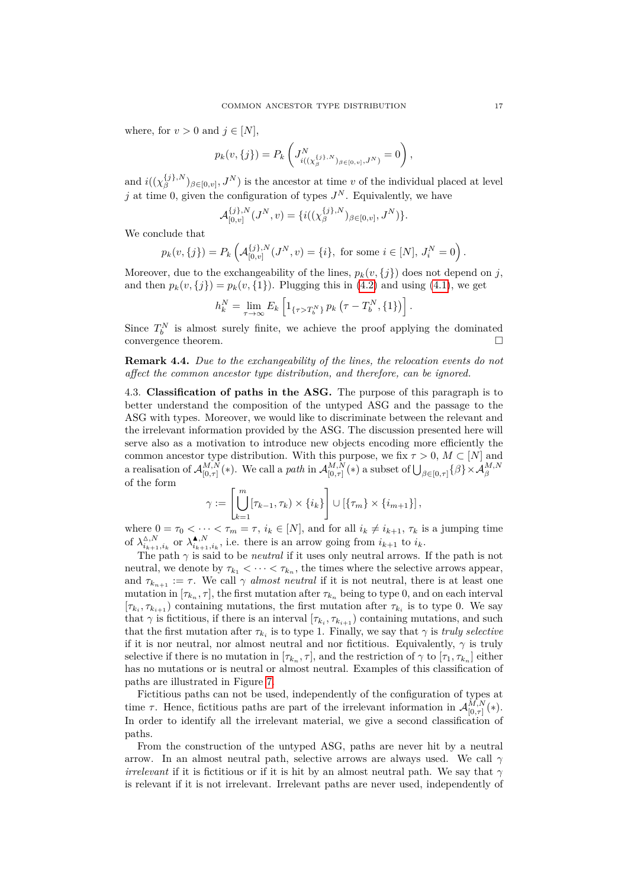where, for $v > 0$ and $j \in [N]$,

$$p_k(v, \{j\}) = P_k\left(J^N_{i((\chi^{\{j\},N}_\beta)_{\beta\in[0,v]}, J^N)} = 0\right),$$

and $i((\chi^{\{j\},N}_\beta)_{\beta\in[0,v]}, J^N)$ is the ancestor at time $v$ of the individual placed at level $j$ at time 0, given the configuration of types $J^N$. Equivalently, we have

$$\mathcal{A}^{\{j\},N}_{[0,v]}(J^N, v) = \{i((\chi^{\{j\},N}_\beta)_{\beta\in[0,v]}, J^N)\}.$$

We conclude that

$$p_k(v, \{j\}) = P_k\left(\mathcal{A}^{\{j\},N}_{[0,v]}(J^N, v) = \{i\}, \text{ for some } i \in [N],\ J^N_i = 0\right).$$

Moreover, due to the exchangeability of the lines, $p_k(v, \{j\})$ does not depend on $j$, and then $p_k(v, \{j\}) = p_k(v, \{1\})$. Plugging this in (4.2) and using (4.1), we get

$$h^N_k = \lim_{\tau\to\infty} E_k\left[1_{\{\tau > T^N_b\}}\, p_k\left(\tau - T^N_b, \{1\}\right)\right].$$

Since $T^N_b$ is almost surely finite, we achieve the proof applying the dominated convergence theorem. □

**Remark 4.4.** *Due to the exchangeability of the lines, the relocation events do not affect the common ancestor type distribution, and therefore, can be ignored.*

4.3. **Classification of paths in the ASG.** The purpose of this paragraph is to better understand the composition of the untyped ASG and the passage to the ASG with types. Moreover, we would like to discriminate between the relevant and the irrelevant information provided by the ASG. The discussion presented here will serve also as a motivation to introduce new objects encoding more efficiently the common ancestor type distribution. With this purpose, we fix $\tau > 0$, $M \subset [N]$ and a realisation of $\mathcal{A}^{M,N}_{[0,\tau]}(*)$. We call a *path* in $\mathcal{A}^{M,N}_{[0,\tau]}(*)$ a subset of $\bigcup_{\beta\in[0,\tau]}\{\beta\}\times\mathcal{A}^{M,N}_\beta$ of the form

$$\gamma := \left[\bigcup_{k=1}^{m} [\tau_{k-1}, \tau_k) \times \{i_k\}\right] \cup \left[\{\tau_m\} \times \{i_{m+1}\}\right],$$

where $0 = \tau_0 < \cdots < \tau_m = \tau$, $i_k \in [N]$, and for all $i_k \neq i_{k+1}$, $\tau_k$ is a jumping time of $\lambda^{\Delta,N}_{i_{k+1},i_k}$ or $\lambda^{\blacktriangle,N}_{i_{k+1},i_k}$, i.e. there is an arrow going from $i_{k+1}$ to $i_k$.

The path $\gamma$ is said to be *neutral* if it uses only neutral arrows. If the path is not neutral, we denote by $\tau_{k_1} < \cdots < \tau_{k_n}$, the times where the selective arrows appear, and $\tau_{k_{n+1}} := \tau$. We call $\gamma$ *almost neutral* if it is not neutral, there is at least one mutation in $[\tau_{k_n}, \tau]$, the first mutation after $\tau_{k_n}$ being to type 0, and on each interval $[\tau_{k_i}, \tau_{k_{i+1}})$ containing mutations, the first mutation after $\tau_{k_i}$ is to type 0. We say that $\gamma$ is fictitious, if there is an interval $[\tau_{k_i}, \tau_{k_{i+1}})$ containing mutations, and such that the first mutation after $\tau_{k_i}$ is to type 1. Finally, we say that $\gamma$ is *truly selective* if it is nor neutral, nor almost neutral and nor fictitious. Equivalently, $\gamma$ is truly selective if there is no mutation in $[\tau_{k_n}, \tau]$, and the restriction of $\gamma$ to $[\tau_1, \tau_{k_n}]$ either has no mutations or is neutral or almost neutral. Examples of this classification of paths are illustrated in Figure 7.

Fictitious paths can not be used, independently of the configuration of types at time $\tau$. Hence, fictitious paths are part of the irrelevant information in $\mathcal{A}^{M,N}_{[0,\tau]}(*)$. In order to identify all the irrelevant material, we give a second classification of paths.

From the construction of the untyped ASG, paths are never hit by a neutral arrow. In an almost neutral path, selective arrows are always used. We call $\gamma$ *irrelevant* if it is fictitious or if it is hit by an almost neutral path. We say that $\gamma$ is relevant if it is not irrelevant. Irrelevant paths are never used, independently of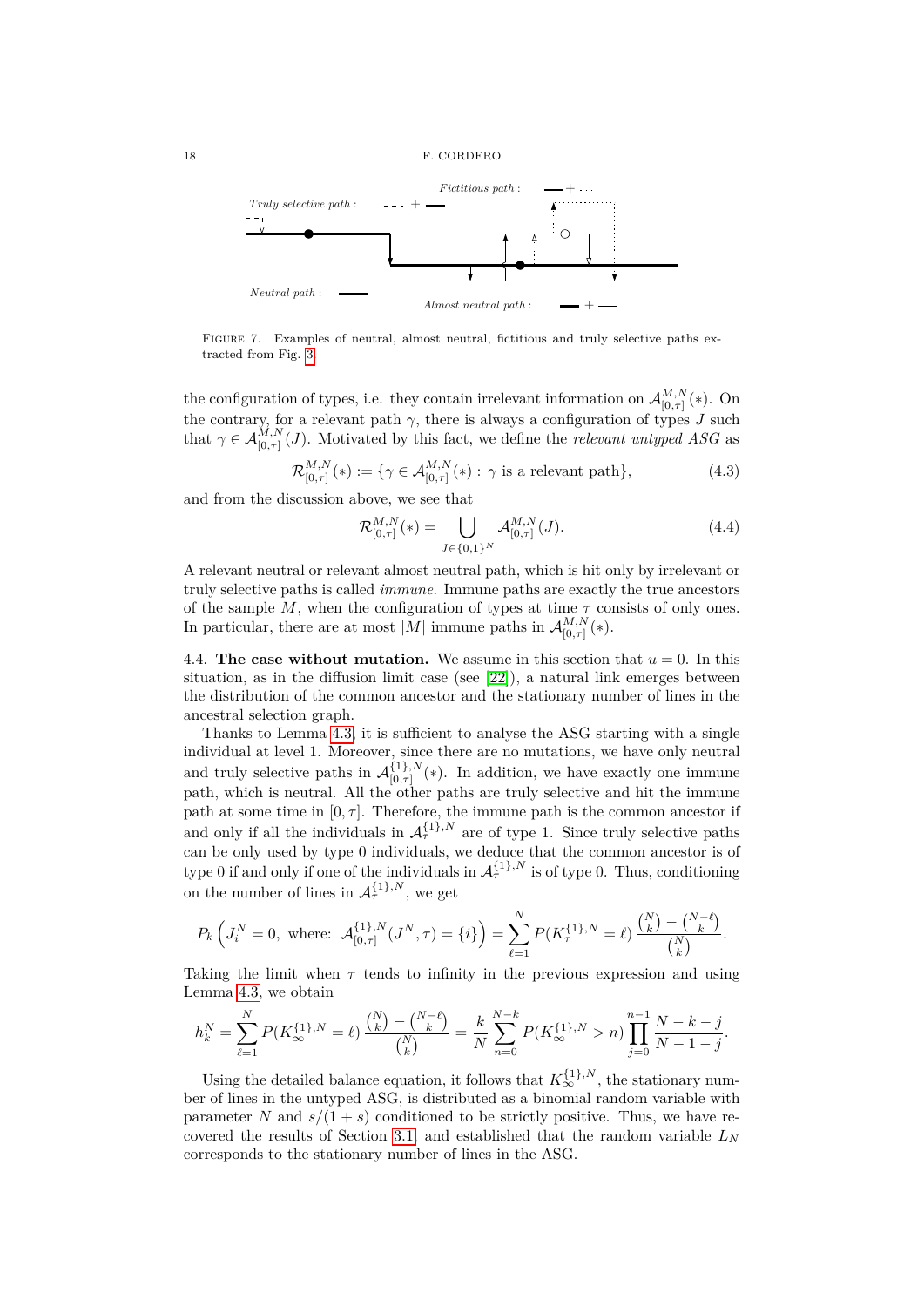FIGURE 7. Examples of neutral, almost neutral, fictitious and truly selective paths extracted from Fig. 3

the configuration of types, i.e. they contain irrelevant information on $\mathcal{A}^{M,N}_{[0,\tau]}(*)$. On the contrary, for a relevant path $\gamma$, there is always a configuration of types $J$ such that $\gamma \in \mathcal{A}^{M,N}_{[0,\tau]}(J)$. Motivated by this fact, we define the *relevant untyped ASG* as

$$\mathcal{R}^{M,N}_{[0,\tau]}(*) := \{\gamma \in \mathcal{A}^{M,N}_{[0,\tau]}(*) : \gamma \text{ is a relevant path}\}, \tag{4.3}$$

and from the discussion above, we see that

$$\mathcal{R}^{M,N}_{[0,\tau]}(*) = \bigcup_{J \in \{0,1\}^N} \mathcal{A}^{M,N}_{[0,\tau]}(J). \tag{4.4}$$

A relevant neutral or relevant almost neutral path, which is hit only by irrelevant or truly selective paths is called *immune*. Immune paths are exactly the true ancestors of the sample $M$, when the configuration of types at time $\tau$ consists of only ones. In particular, there are at most $|M|$ immune paths in $\mathcal{A}^{M,N}_{[0,\tau]}(*)$.

4.4. **The case without mutation.** We assume in this section that $u = 0$. In this situation, as in the diffusion limit case (see [22]), a natural link emerges between the distribution of the common ancestor and the stationary number of lines in the ancestral selection graph.

Thanks to Lemma 4.3, it is sufficient to analyse the ASG starting with a single individual at level 1. Moreover, since there are no mutations, we have only neutral and truly selective paths in $\mathcal{A}^{\{1\},N}_{[0,\tau]}(*)$. In addition, we have exactly one immune path, which is neutral. All the other paths are truly selective and hit the immune path at some time in $[0,\tau]$. Therefore, the immune path is the common ancestor if and only if all the individuals in $\mathcal{A}^{\{1\},N}_{\tau}$ are of type 1. Since truly selective paths can be only used by type 0 individuals, we deduce that the common ancestor is of type 0 if and only if one of the individuals in $\mathcal{A}^{\{1\},N}_{\tau}$ is of type 0. Thus, conditioning on the number of lines in $\mathcal{A}^{\{1\},N}_{\tau}$, we get

$$P_k\left(J^N_i = 0, \text{ where: } \mathcal{A}^{\{1\},N}_{[0,\tau]}(J^N,\tau) = \{i\}\right) = \sum_{\ell=1}^{N} P(K^{\{1\},N}_{\tau} = \ell)\, \frac{\binom{N}{k} - \binom{N-\ell}{k}}{\binom{N}{k}}.$$

Taking the limit when $\tau$ tends to infinity in the previous expression and using Lemma 4.3, we obtain

$$h^N_k = \sum_{\ell=1}^{N} P(K^{\{1\},N}_{\infty} = \ell)\, \frac{\binom{N}{k} - \binom{N-\ell}{k}}{\binom{N}{k}} = \frac{k}{N} \sum_{n=0}^{N-k} P(K^{\{1\},N}_{\infty} > n) \prod_{j=0}^{n-1} \frac{N-k-j}{N-1-j}.$$

Using the detailed balance equation, it follows that $K^{\{1\},N}_{\infty}$, the stationary number of lines in the untyped ASG, is distributed as a binomial random variable with parameter $N$ and $s/(1+s)$ conditioned to be strictly positive. Thus, we have recovered the results of Section 3.1 and established that the random variable $L_N$ corresponds to the stationary number of lines in the ASG.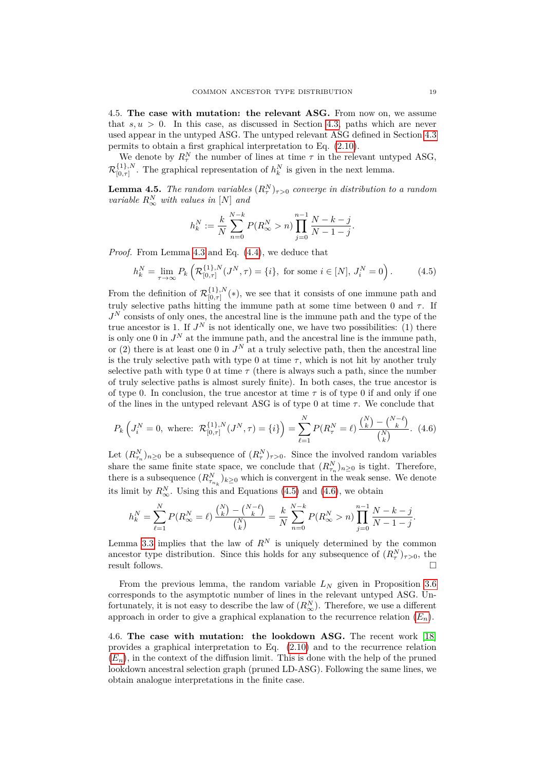4.5. **The case with mutation: the relevant ASG.** From now on, we assume that $s, u > 0$. In this case, as discussed in Section 4.3, paths which are never used appear in the untyped ASG. The untyped relevant ASG defined in Section 4.3 permits to obtain a first graphical interpretation to Eq. (2.10).

We denote by $R_\tau^N$ the number of lines at time $\tau$ in the relevant untyped ASG, $\mathcal{R}_{[0,\tau]}^{\{1\},N}$. The graphical representation of $h_k^N$ is given in the next lemma.

**Lemma 4.5.** *The random variables $(R_\tau^N)_{\tau>0}$ converge in distribution to a random variable $R_\infty^N$ with values in $[N]$ and*

$$h_k^N := \frac{k}{N}\sum_{n=0}^{N-k} P(R_\infty^N > n)\prod_{j=0}^{n-1}\frac{N-k-j}{N-1-j}.$$

*Proof.* From Lemma 4.3 and Eq. (4.4), we deduce that

$$h_k^N = \lim_{\tau\to\infty} P_k\left(\mathcal{R}_{[0,\tau]}^{\{1\},N}(J^N,\tau) = \{i\},\ \text{for some } i\in[N],\ J_i^N = 0\right). \tag{4.5}$$

From the definition of $\mathcal{R}_{[0,\tau]}^{\{1\},N}(*)$, we see that it consists of one immune path and truly selective paths hitting the immune path at some time between 0 and $\tau$. If $J^N$ consists of only ones, the ancestral line is the immune path and the type of the true ancestor is 1. If $J^N$ is not identically one, we have two possibilities: (1) there is only one 0 in $J^N$ at the immune path, and the ancestral line is the immune path, or (2) there is at least one 0 in $J^N$ at a truly selective path, then the ancestral line is the truly selective path with type 0 at time $\tau$, which is not hit by another truly selective path with type 0 at time $\tau$ (there is always such a path, since the number of truly selective paths is almost surely finite). In both cases, the true ancestor is of type 0. In conclusion, the true ancestor at time $\tau$ is of type 0 if and only if one of the lines in the untyped relevant ASG is of type 0 at time $\tau$. We conclude that

$$P_k\left(J_i^N = 0,\ \text{where: } \mathcal{R}_{[0,\tau]}^{\{1\},N}(J^N,\tau) = \{i\}\right) = \sum_{\ell=1}^{N} P(R_\tau^N = \ell)\,\frac{\binom{N}{k}-\binom{N-\ell}{k}}{\binom{N}{k}}. \tag{4.6}$$

Let $(R_{\tau_n}^N)_{n\geq 0}$ be a subsequence of $(R_\tau^N)_{\tau>0}$. Since the involved random variables share the same finite state space, we conclude that $(R_{\tau_n}^N)_{n\geq 0}$ is tight. Therefore, there is a subsequence $(R_{\tau_{n_k}}^N)_{k\geq 0}$ which is convergent in the weak sense. We denote its limit by $R_\infty^N$. Using this and Equations (4.5) and (4.6), we obtain

$$h_k^N = \sum_{\ell=1}^{N} P(R_\infty^N = \ell)\,\frac{\binom{N}{k}-\binom{N-\ell}{k}}{\binom{N}{k}} = \frac{k}{N}\sum_{n=0}^{N-k} P(R_\infty^N > n)\prod_{j=0}^{n-1}\frac{N-k-j}{N-1-j}.$$

Lemma 3.3 implies that the law of $R^N$ is uniquely determined by the common ancestor type distribution. Since this holds for any subsequence of $(R_\tau^N)_{\tau>0}$, the result follows. $\square$

From the previous lemma, the random variable $L_N$ given in Proposition 3.6 corresponds to the asymptotic number of lines in the relevant untyped ASG. Unfortunately, it is not easy to describe the law of $(R_\infty^N)$. Therefore, we use a different approach in order to give a graphical explanation to the recurrence relation $(E_n)$.

4.6. **The case with mutation: the lookdown ASG.** The recent work [18] provides a graphical interpretation to Eq. (2.10) and to the recurrence relation $(E_n)$, in the context of the diffusion limit. This is done with the help of the pruned lookdown ancestral selection graph (pruned LD-ASG). Following the same lines, we obtain analogue interpretations in the finite case.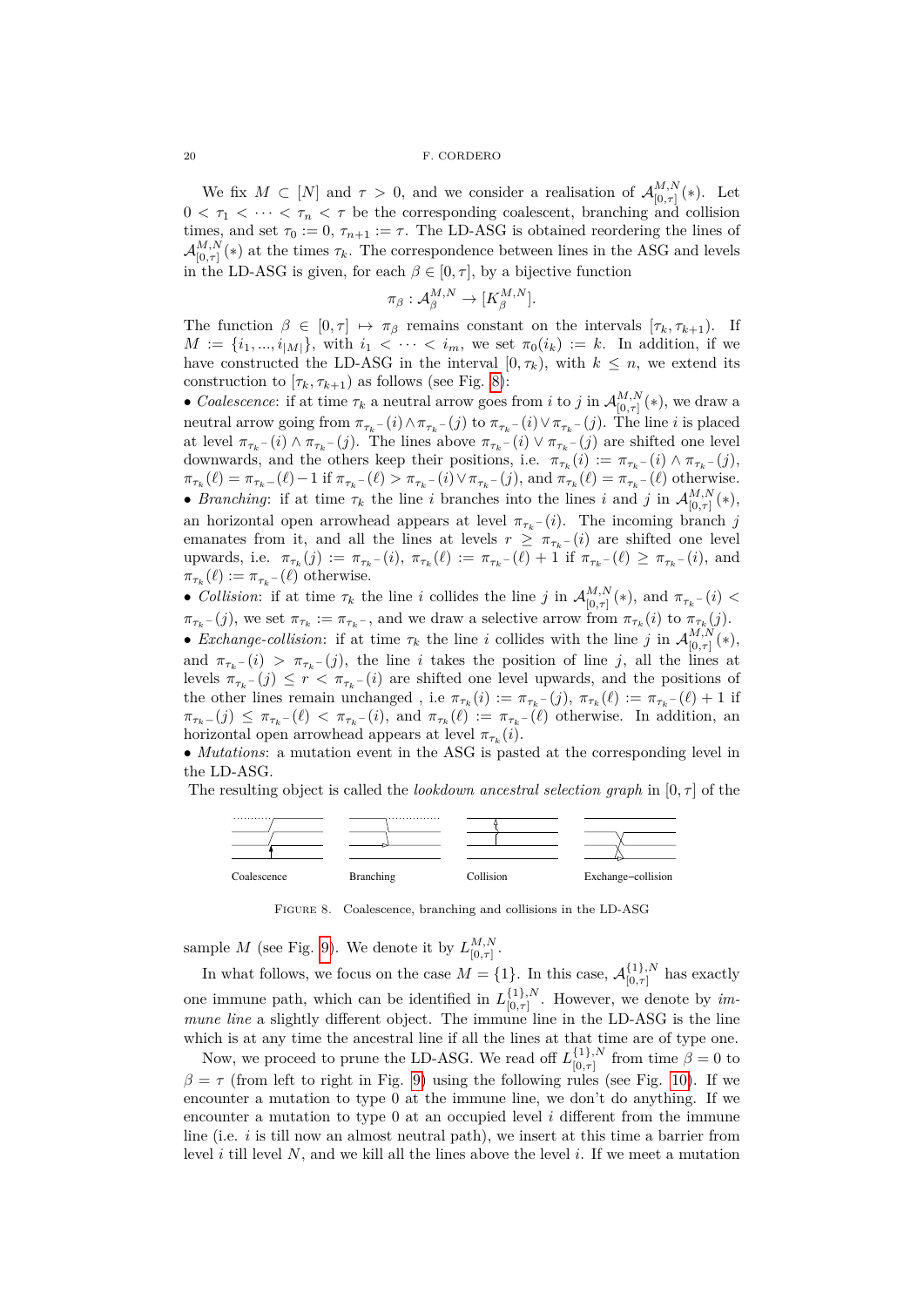We fix $M \subset [N]$ and $\tau > 0$, and we consider a realisation of $\mathcal{A}_{[0,\tau]}^{M,N}(*)$. Let $0 < \tau_1 < \cdots < \tau_n < \tau$ be the corresponding coalescent, branching and collision times, and set $\tau_0 := 0$, $\tau_{n+1} := \tau$. The LD-ASG is obtained reordering the lines of $\mathcal{A}_{[0,\tau]}^{M,N}(*)$ at the times $\tau_k$. The correspondence between lines in the ASG and levels in the LD-ASG is given, for each $\beta \in [0,\tau]$, by a bijective function

$$\pi_\beta : \mathcal{A}_\beta^{M,N} \to [K_\beta^{M,N}].$$

The function $\beta \in [0,\tau] \mapsto \pi_\beta$ remains constant on the intervals $[\tau_k, \tau_{k+1})$. If $M := \{i_1, ..., i_{|M|}\}$, with $i_1 < \cdots < i_m$, we set $\pi_0(i_k) := k$. In addition, if we have constructed the LD-ASG in the interval $[0,\tau_k)$, with $k \leq n$, we extend its construction to $[\tau_k, \tau_{k+1})$ as follows (see Fig. 8):

• *Coalescence*: if at time $\tau_k$ a neutral arrow goes from $i$ to $j$ in $\mathcal{A}_{[0,\tau]}^{M,N}(*)$, we draw a neutral arrow going from $\pi_{\tau_k^-}(i) \wedge \pi_{\tau_k^-}(j)$ to $\pi_{\tau_k^-}(i) \vee \pi_{\tau_k^-}(j)$. The line $i$ is placed at level $\pi_{\tau_k^-}(i) \wedge \pi_{\tau_k^-}(j)$. The lines above $\pi_{\tau_k^-}(i) \vee \pi_{\tau_k^-}(j)$ are shifted one level downwards, and the others keep their positions, i.e. $\pi_{\tau_k}(i) := \pi_{\tau_k^-}(i) \wedge \pi_{\tau_k^-}(j)$, $\pi_{\tau_k}(\ell) = \pi_{\tau_k^-}(\ell) - 1$ if $\pi_{\tau_k^-}(\ell) > \pi_{\tau_k^-}(i) \vee \pi_{\tau_k^-}(j)$, and $\pi_{\tau_k}(\ell) = \pi_{\tau_k^-}(\ell)$ otherwise.

• *Branching*: if at time $\tau_k$ the line $i$ branches into the lines $i$ and $j$ in $\mathcal{A}_{[0,\tau]}^{M,N}(*)$, an horizontal open arrowhead appears at level $\pi_{\tau_k^-}(i)$. The incoming branch $j$ emanates from it, and all the lines at levels $r \geq \pi_{\tau_k^-}(i)$ are shifted one level upwards, i.e. $\pi_{\tau_k}(j) := \pi_{\tau_k^-}(i)$, $\pi_{\tau_k}(\ell) := \pi_{\tau_k^-}(\ell) + 1$ if $\pi_{\tau_k^-}(\ell) \geq \pi_{\tau_k^-}(i)$, and $\pi_{\tau_k}(\ell) := \pi_{\tau_k^-}(\ell)$ otherwise.

• *Collision*: if at time $\tau_k$ the line $i$ collides the line $j$ in $\mathcal{A}_{[0,\tau]}^{M,N}(*)$, and $\pi_{\tau_k^-}(i) < \pi_{\tau_k^-}(j)$, we set $\pi_{\tau_k} := \pi_{\tau_k^-}$, and we draw a selective arrow from $\pi_{\tau_k}(i)$ to $\pi_{\tau_k}(j)$.

• *Exchange-collision*: if at time $\tau_k$ the line $i$ collides with the line $j$ in $\mathcal{A}_{[0,\tau]}^{M,N}(*)$, and $\pi_{\tau_k^-}(i) > \pi_{\tau_k^-}(j)$, the line $i$ takes the position of line $j$, all the lines at levels $\pi_{\tau_k^-}(j) \leq r < \pi_{\tau_k^-}(i)$ are shifted one level upwards, and the positions of the other lines remain unchanged , i.e $\pi_{\tau_k}(i) := \pi_{\tau_k^-}(j)$, $\pi_{\tau_k}(\ell) := \pi_{\tau_k^-}(\ell) + 1$ if $\pi_{\tau_k-}(j) \leq \pi_{\tau_k^-}(\ell) < \pi_{\tau_k^-}(i)$, and $\pi_{\tau_k}(\ell) := \pi_{\tau_k^-}(\ell)$ otherwise. In addition, an horizontal open arrowhead appears at level $\pi_{\tau_k}(i)$.

• *Mutations*: a mutation event in the ASG is pasted at the corresponding level in the LD-ASG.

The resulting object is called the *lookdown ancestral selection graph* in $[0,\tau]$ of the

Coalescence Branching Collision Exchange–collision

FIGURE 8. Coalescence, branching and collisions in the LD-ASG

sample $M$ (see Fig. 9). We denote it by $L_{[0,\tau]}^{M,N}$.

In what follows, we focus on the case $M = \{1\}$. In this case, $\mathcal{A}_{[0,\tau]}^{\{1\},N}$ has exactly one immune path, which can be identified in $L_{[0,\tau]}^{\{1\},N}$. However, we denote by *immune line* a slightly different object. The immune line in the LD-ASG is the line which is at any time the ancestral line if all the lines at that time are of type one.

Now, we proceed to prune the LD-ASG. We read off $L_{[0,\tau]}^{\{1\},N}$ from time $\beta = 0$ to $\beta = \tau$ (from left to right in Fig. 9) using the following rules (see Fig. 10). If we encounter a mutation to type 0 at the immune line, we don't do anything. If we encounter a mutation to type 0 at an occupied level $i$ different from the immune line (i.e. $i$ is till now an almost neutral path), we insert at this time a barrier from level $i$ till level $N$, and we kill all the lines above the level $i$. If we meet a mutation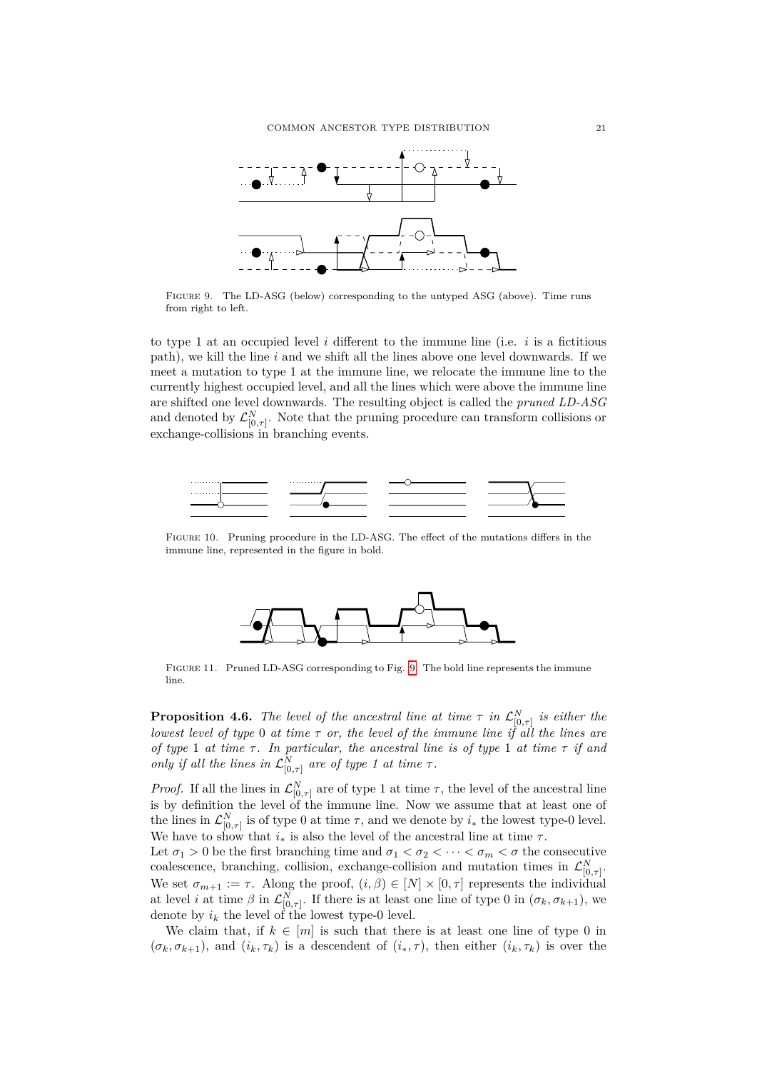Figure 9. The LD-ASG (below) corresponding to the untyped ASG (above). Time runs from right to left.

to type 1 at an occupied level $i$ different to the immune line (i.e. $i$ is a fictitious path), we kill the line $i$ and we shift all the lines above one level downwards. If we meet a mutation to type 1 at the immune line, we relocate the immune line to the currently highest occupied level, and all the lines which were above the immune line are shifted one level downwards. The resulting object is called the *pruned LD-ASG* and denoted by $\mathcal{L}_{[0,\tau]}^{N}$. Note that the pruning procedure can transform collisions or exchange-collisions in branching events.

Figure 10. Pruning procedure in the LD-ASG. The effect of the mutations differs in the immune line, represented in the figure in bold.

Figure 11. Pruned LD-ASG corresponding to Fig. 9. The bold line represents the immune line.

**Proposition 4.6.** *The level of the ancestral line at time $\tau$ in $\mathcal{L}_{[0,\tau]}^{N}$ is either the lowest level of type 0 at time $\tau$ or, the level of the immune line if all the lines are of type 1 at time $\tau$. In particular, the ancestral line is of type 1 at time $\tau$ if and only if all the lines in $\mathcal{L}_{[0,\tau]}^{N}$ are of type 1 at time $\tau$.*

*Proof.* If all the lines in $\mathcal{L}_{[0,\tau]}^{N}$ are of type 1 at time $\tau$, the level of the ancestral line is by definition the level of the immune line. Now we assume that at least one of the lines in $\mathcal{L}_{[0,\tau]}^{N}$ is of type 0 at time $\tau$, and we denote by $i_*$ the lowest type-0 level. We have to show that $i_*$ is also the level of the ancestral line at time $\tau$.
Let $\sigma_1 > 0$ be the first branching time and $\sigma_1 < \sigma_2 < \cdots < \sigma_m < \sigma$ the consecutive coalescence, branching, collision, exchange-collision and mutation times in $\mathcal{L}_{[0,\tau]}^{N}$. We set $\sigma_{m+1} := \tau$. Along the proof, $(i, \beta) \in [N] \times [0, \tau]$ represents the individual at level $i$ at time $\beta$ in $\mathcal{L}_{[0,\tau]}^{N}$. If there is at least one line of type 0 in $(\sigma_k, \sigma_{k+1})$, we denote by $i_k$ the level of the lowest type-0 level.

We claim that, if $k \in [m]$ is such that there is at least one line of type 0 in $(\sigma_k, \sigma_{k+1})$, and $(i_k, \tau_k)$ is a descendent of $(i_*, \tau)$, then either $(i_k, \tau_k)$ is over the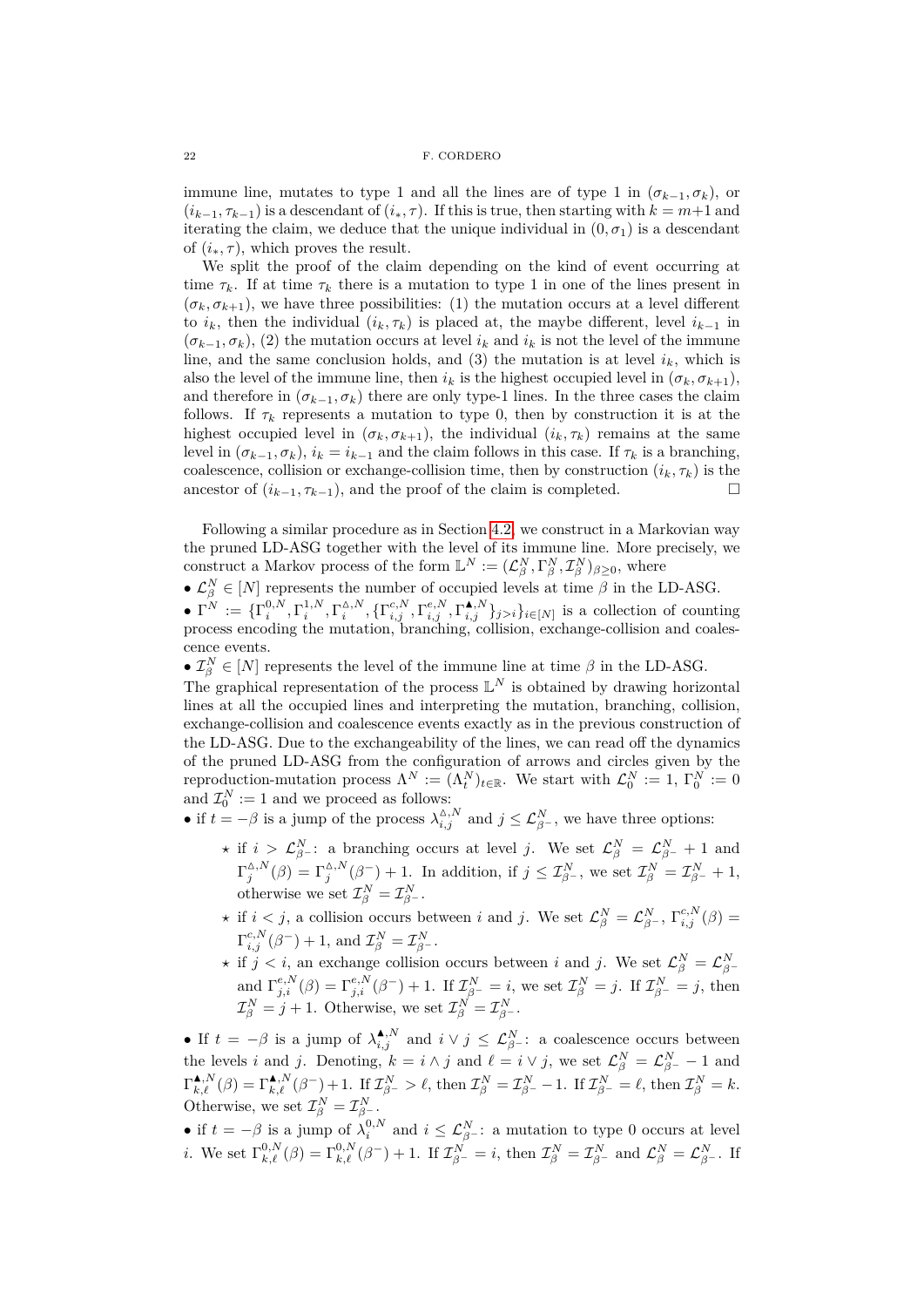immune line, mutates to type 1 and all the lines are of type 1 in $(\sigma_{k-1}, \sigma_k)$, or $(i_{k-1}, \tau_{k-1})$ is a descendant of $(i_*, \tau)$. If this is true, then starting with $k = m+1$ and iterating the claim, we deduce that the unique individual in $(0, \sigma_1)$ is a descendant of $(i_*, \tau)$, which proves the result.

We split the proof of the claim depending on the kind of event occurring at time $\tau_k$. If at time $\tau_k$ there is a mutation to type 1 in one of the lines present in $(\sigma_k, \sigma_{k+1})$, we have three possibilities: (1) the mutation occurs at a level different to $i_k$, then the individual $(i_k, \tau_k)$ is placed at, the maybe different, level $i_{k-1}$ in $(\sigma_{k-1}, \sigma_k)$, (2) the mutation occurs at level $i_k$ and $i_k$ is not the level of the immune line, and the same conclusion holds, and (3) the mutation is at level $i_k$, which is also the level of the immune line, then $i_k$ is the highest occupied level in $(\sigma_k, \sigma_{k+1})$, and therefore in $(\sigma_{k-1}, \sigma_k)$ there are only type-1 lines. In the three cases the claim follows. If $\tau_k$ represents a mutation to type 0, then by construction it is at the highest occupied level in $(\sigma_k, \sigma_{k+1})$, the individual $(i_k, \tau_k)$ remains at the same level in $(\sigma_{k-1}, \sigma_k)$, $i_k = i_{k-1}$ and the claim follows in this case. If $\tau_k$ is a branching, coalescence, collision or exchange-collision time, then by construction $(i_k, \tau_k)$ is the ancestor of $(i_{k-1}, \tau_{k-1})$, and the proof of the claim is completed. □

Following a similar procedure as in Section 4.2, we construct in a Markovian way the pruned LD-ASG together with the level of its immune line. More precisely, we construct a Markov process of the form $\mathbb{L}^N := (\mathcal{L}_\beta^N, \Gamma_\beta^N, \mathcal{I}_\beta^N)_{\beta \geq 0}$, where

- $\mathcal{L}_\beta^N \in [N]$ represents the number of occupied levels at time $\beta$ in the LD-ASG.
- $\Gamma^N := \{\Gamma_i^{0,N}, \Gamma_i^{1,N}, \Gamma_i^{\vartriangle,N}, \{\Gamma_{i,j}^{c,N}, \Gamma_{i,j}^{e,N}, \Gamma_{i,j}^{\blacktriangle,N}\}_{j>i}\}_{i\in[N]}$ is a collection of counting process encoding the mutation, branching, collision, exchange-collision and coalescence events.
- $\mathcal{I}_\beta^N \in [N]$ represents the level of the immune line at time $\beta$ in the LD-ASG.

The graphical representation of the process $\mathbb{L}^N$ is obtained by drawing horizontal lines at all the occupied lines and interpreting the mutation, branching, collision, exchange-collision and coalescence events exactly as in the previous construction of the LD-ASG. Due to the exchangeability of the lines, we can read off the dynamics of the pruned LD-ASG from the configuration of arrows and circles given by the reproduction-mutation process $\Lambda^N := (\Lambda_t^N)_{t\in\mathbb{R}}$. We start with $\mathcal{L}_0^N := 1$, $\Gamma_0^N := 0$ and $\mathcal{I}_0^N := 1$ and we proceed as follows:

- if $t = -\beta$ is a jump of the process $\lambda_{i,j}^{\vartriangle,N}$ and $j \leq \mathcal{L}_{\beta^-}^N$, we have three options:
  - ⋆ if $i > \mathcal{L}_{\beta^-}^N$: a branching occurs at level $j$. We set $\mathcal{L}_\beta^N = \mathcal{L}_{\beta^-}^N + 1$ and $\Gamma_j^{\vartriangle,N}(\beta) = \Gamma_j^{\vartriangle,N}(\beta^-) + 1$. In addition, if $j \leq \mathcal{I}_{\beta^-}^N$, we set $\mathcal{I}_\beta^N = \mathcal{I}_{\beta^-}^N + 1$, otherwise we set $\mathcal{I}_\beta^N = \mathcal{I}_{\beta^-}^N$.
  - ⋆ if $i < j$, a collision occurs between $i$ and $j$. We set $\mathcal{L}_\beta^N = \mathcal{L}_{\beta^-}^N$, $\Gamma_{i,j}^{c,N}(\beta) = \Gamma_{i,j}^{c,N}(\beta^-) + 1$, and $\mathcal{I}_\beta^N = \mathcal{I}_{\beta^-}^N$.
  - ⋆ if $j < i$, an exchange collision occurs between $i$ and $j$. We set $\mathcal{L}_\beta^N = \mathcal{L}_{\beta^-}^N$ and $\Gamma_{j,i}^{e,N}(\beta) = \Gamma_{j,i}^{e,N}(\beta^-) + 1$. If $\mathcal{I}_{\beta^-}^N = i$, we set $\mathcal{I}_\beta^N = j$. If $\mathcal{I}_{\beta^-}^N = j$, then $\mathcal{I}_\beta^N = j + 1$. Otherwise, we set $\mathcal{I}_\beta^N = \mathcal{I}_{\beta^-}^N$.
- If $t = -\beta$ is a jump of $\lambda_{i,j}^{\blacktriangle,N}$ and $i \vee j \leq \mathcal{L}_{\beta^-}^N$: a coalescence occurs between the levels $i$ and $j$. Denoting, $k = i \wedge j$ and $\ell = i \vee j$, we set $\mathcal{L}_\beta^N = \mathcal{L}_{\beta^-}^N - 1$ and $\Gamma_{k,\ell}^{\blacktriangle,N}(\beta) = \Gamma_{k,\ell}^{\blacktriangle,N}(\beta^-) + 1$. If $\mathcal{I}_{\beta^-}^N > \ell$, then $\mathcal{I}_\beta^N = \mathcal{I}_{\beta^-}^N - 1$. If $\mathcal{I}_{\beta^-}^N = \ell$, then $\mathcal{I}_\beta^N = k$. Otherwise, we set $\mathcal{I}_\beta^N = \mathcal{I}_{\beta^-}^N$.
- if $t = -\beta$ is a jump of $\lambda_i^{0,N}$ and $i \leq \mathcal{L}_{\beta^-}^N$: a mutation to type 0 occurs at level $i$. We set $\Gamma_{k,\ell}^{0,N}(\beta) = \Gamma_{k,\ell}^{0,N}(\beta^-) + 1$. If $\mathcal{I}_{\beta^-}^N = i$, then $\mathcal{I}_\beta^N = \mathcal{I}_{\beta^-}^N$ and $\mathcal{L}_\beta^N = \mathcal{L}_{\beta^-}^N$. If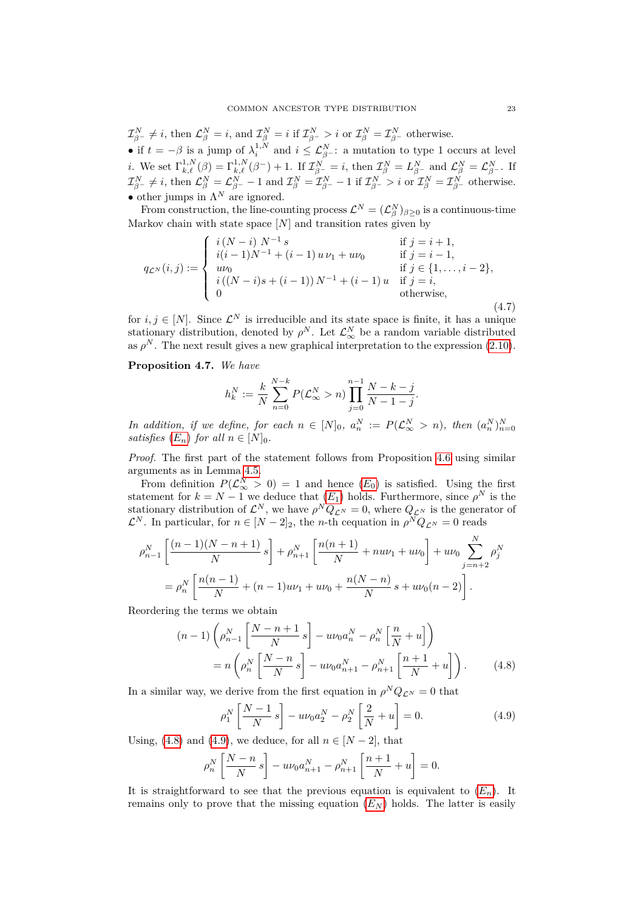$\mathcal{I}_{\beta^-}^N \neq i$, then $\mathcal{L}_\beta^N = i$, and $\mathcal{I}_\beta^N = i$ if $\mathcal{I}_{\beta^-}^N > i$ or $\mathcal{I}_\beta^N = \mathcal{I}_{\beta^-}^N$ otherwise.

- if $t = -\beta$ is a jump of $\lambda_i^{1,N}$ and $i \leq \mathcal{L}_{\beta^-}^N$: a mutation to type 1 occurs at level $i$. We set $\Gamma_{k,\ell}^{1,N}(\beta) = \Gamma_{k,\ell}^{1,N}(\beta^-) + 1$. If $\mathcal{I}_{\beta^-}^N = i$, then $\mathcal{I}_\beta^N = L_{\beta^-}^N$ and $\mathcal{L}_\beta^N = \mathcal{L}_{\beta^-}^N$. If $\mathcal{I}_{\beta^-}^N \neq i$, then $\mathcal{L}_\beta^N = \mathcal{L}_{\beta^-}^N - 1$ and $\mathcal{I}_\beta^N = \mathcal{I}_{\beta^-}^N - 1$ if $\mathcal{I}_{\beta^-}^N > i$ or $\mathcal{I}_\beta^N = \mathcal{I}_{\beta^-}^N$ otherwise.
- other jumps in $\Lambda^N$ are ignored.

From construction, the line-counting process $\mathcal{L}^N = (\mathcal{L}_\beta^N)_{\beta \geq 0}$ is a continuous-time Markov chain with state space $[N]$ and transition rates given by

$$q_{\mathcal{L}^N}(i,j) := \begin{cases} i\,(N-i)\,N^{-1}\,s & \text{if } j = i+1, \\ i(i-1)N^{-1} + (i-1)\,u\,\nu_1 + u\nu_0 & \text{if } j = i-1, \\ u\nu_0 & \text{if } j \in \{1,\ldots,i-2\}, \\ i\left((N-i)s + (i-1)\right)N^{-1} + (i-1)\,u & \text{if } j = i, \\ 0 & \text{otherwise}, \end{cases} \tag{4.7}$$

for $i,j \in [N]$. Since $\mathcal{L}^N$ is irreducible and its state space is finite, it has a unique stationary distribution, denoted by $\rho^N$. Let $\mathcal{L}_\infty^N$ be a random variable distributed as $\rho^N$. The next result gives a new graphical interpretation to the expression (2.10).

**Proposition 4.7.** *We have*

$$h_k^N := \frac{k}{N}\sum_{n=0}^{N-k} P(\mathcal{L}_\infty^N > n)\prod_{j=0}^{n-1}\frac{N-k-j}{N-1-j}.$$

*In addition, if we define, for each $n \in [N]_0$, $a_n^N := P(\mathcal{L}_\infty^N > n)$, then $(a_n^N)_{n=0}^N$ satisfies ($E_n$) for all $n \in [N]_0$.*

*Proof.* The first part of the statement follows from Proposition 4.6 using similar arguments as in Lemma 4.5.

From definition $P(\mathcal{L}_\infty^N > 0) = 1$ and hence ($E_0$) is satisfied. Using the first statement for $k = N-1$ we deduce that ($E_1$) holds. Furthermore, since $\rho^N$ is the stationary distribution of $\mathcal{L}^N$, we have $\rho^N Q_{\mathcal{L}^N} = 0$, where $Q_{\mathcal{L}^N}$ is the generator of $\mathcal{L}^N$. In particular, for $n \in [N-2]_2$, the $n$-th cequation in $\rho^N Q_{\mathcal{L}^N} = 0$ reads

$$\rho_{n-1}^N\left[\frac{(n-1)(N-n+1)}{N}\,s\right] + \rho_{n+1}^N\left[\frac{n(n+1)}{N} + nu\nu_1 + u\nu_0\right] + u\nu_0\sum_{j=n+2}^N \rho_j^N$$
$$= \rho_n^N\left[\frac{n(n-1)}{N} + (n-1)u\nu_1 + u\nu_0 + \frac{n(N-n)}{N}\,s + u\nu_0(n-2)\right].$$

Reordering the terms we obtain

$$(n-1)\left(\rho_{n-1}^N\left[\frac{N-n+1}{N}\,s\right] - u\nu_0 a_n^N - \rho_n^N\left[\frac{n}{N} + u\right]\right)$$
$$= n\left(\rho_n^N\left[\frac{N-n}{N}\,s\right] - u\nu_0 a_{n+1}^N - \rho_{n+1}^N\left[\frac{n+1}{N} + u\right]\right). \tag{4.8}$$

In a similar way, we derive from the first equation in $\rho^N Q_{\mathcal{L}^N} = 0$ that

$$\rho_1^N\left[\frac{N-1}{N}\,s\right] - u\nu_0 a_2^N - \rho_2^N\left[\frac{2}{N} + u\right] = 0. \tag{4.9}$$

Using, (4.8) and (4.9), we deduce, for all $n \in [N-2]$, that

$$\rho_n^N\left[\frac{N-n}{N}\,s\right] - u\nu_0 a_{n+1}^N - \rho_{n+1}^N\left[\frac{n+1}{N} + u\right] = 0.$$

It is straightforward to see that the previous equation is equivalent to ($E_n$). It remains only to prove that the missing equation ($E_N$) holds. The latter is easily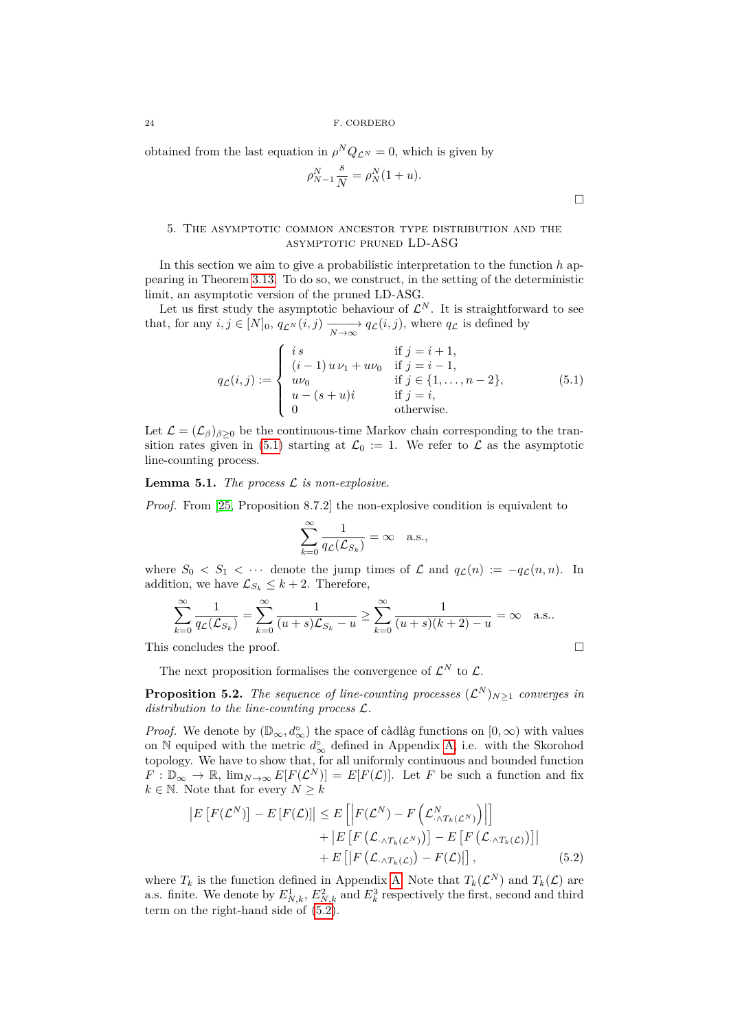obtained from the last equation in $\rho^N Q_{\mathcal{L}^N} = 0$, which is given by

$$\rho^N_{N-1}\frac{s}{N} = \rho^N_N(1+u).$$

□

## 5. The asymptotic common ancestor type distribution and the asymptotic pruned LD-ASG

In this section we aim to give a probabilistic interpretation to the function $h$ appearing in Theorem 3.13. To do so, we construct, in the setting of the deterministic limit, an asymptotic version of the pruned LD-ASG.

Let us first study the asymptotic behaviour of $\mathcal{L}^N$. It is straightforward to see that, for any $i,j \in [N]_0$, $q_{\mathcal{L}^N}(i,j) \xrightarrow[N\to\infty]{} q_{\mathcal{L}}(i,j)$, where $q_{\mathcal{L}}$ is defined by

$$q_{\mathcal{L}}(i,j) := \begin{cases} i\,s & \text{if } j = i+1, \\ (i-1)\,u\,\nu_1 + u\nu_0 & \text{if } j = i-1, \\ u\nu_0 & \text{if } j \in \{1,\ldots,n-2\}, \\ u - (s+u)i & \text{if } j = i, \\ 0 & \text{otherwise.} \end{cases} \tag{5.1}$$

Let $\mathcal{L} = (\mathcal{L}_\beta)_{\beta\geq 0}$ be the continuous-time Markov chain corresponding to the transition rates given in (5.1) starting at $\mathcal{L}_0 := 1$. We refer to $\mathcal{L}$ as the asymptotic line-counting process.

**Lemma 5.1.** *The process $\mathcal{L}$ is non-explosive.*

*Proof.* From [25, Proposition 8.7.2] the non-explosive condition is equivalent to

$$\sum_{k=0}^{\infty}\frac{1}{q_{\mathcal{L}}(\mathcal{L}_{S_k})} = \infty \quad \text{a.s.},$$

where $S_0 < S_1 < \cdots$ denote the jump times of $\mathcal{L}$ and $q_{\mathcal{L}}(n) := -q_{\mathcal{L}}(n,n)$. In addition, we have $\mathcal{L}_{S_k} \leq k+2$. Therefore,

$$\sum_{k=0}^{\infty}\frac{1}{q_{\mathcal{L}}(\mathcal{L}_{S_k})} = \sum_{k=0}^{\infty}\frac{1}{(u+s)\mathcal{L}_{S_k} - u} \geq \sum_{k=0}^{\infty}\frac{1}{(u+s)(k+2)-u} = \infty \quad \text{a.s.}.$$

This concludes the proof. □

The next proposition formalises the convergence of $\mathcal{L}^N$ to $\mathcal{L}$.

**Proposition 5.2.** *The sequence of line-counting processes $(\mathcal{L}^N)_{N\geq 1}$ converges in distribution to the line-counting process $\mathcal{L}$.*

*Proof.* We denote by $(\mathbb{D}_\infty, d_\infty^\circ)$ the space of càdlàg functions on $[0,\infty)$ with values on $\mathbb{N}$ equiped with the metric $d_\infty^\circ$ defined in Appendix A, i.e. with the Skorohod topology. We have to show that, for all uniformly continuous and bounded function $F:\mathbb{D}_\infty \to \mathbb{R}$, $\lim_{N\to\infty} E[F(\mathcal{L}^N)] = E[F(\mathcal{L})]$. Let $F$ be such a function and fix $k\in\mathbb{N}$. Note that for every $N\geq k$

$$\begin{aligned}
\left|E\left[F(\mathcal{L}^N)\right] - E\left[F(\mathcal{L})\right]\right| &\leq E\left[\left|F(\mathcal{L}^N) - F\left(\mathcal{L}^N_{\cdot\wedge T_k(\mathcal{L}^N)}\right)\right|\right] \\
&\quad + \left|E\left[F\left(\mathcal{L}_{\cdot\wedge T_k(\mathcal{L}^N)}\right)\right] - E\left[F\left(\mathcal{L}_{\cdot\wedge T_k(\mathcal{L})}\right)\right]\right| \\
&\quad + E\left[\left|F\left(\mathcal{L}_{\cdot\wedge T_k(\mathcal{L})}\right) - F(\mathcal{L})\right|\right],
\end{aligned} \tag{5.2}$$

where $T_k$ is the function defined in Appendix A. Note that $T_k(\mathcal{L}^N)$ and $T_k(\mathcal{L})$ are a.s. finite. We denote by $E^1_{N,k}$, $E^2_{N,k}$ and $E^3_k$ respectively the first, second and third term on the right-hand side of (5.2).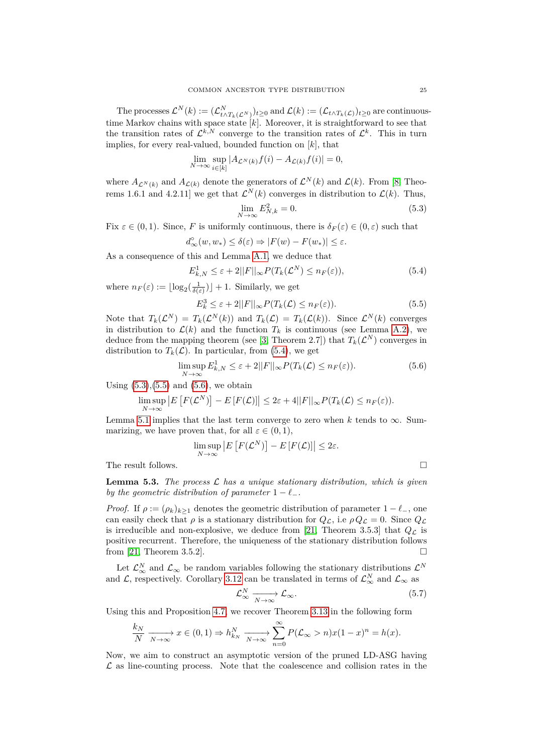The processes $\mathcal{L}^N(k) := (\mathcal{L}^N_{t\wedge T_k(\mathcal{L}^N)})_{t\geq 0}$ and $\mathcal{L}(k) := (\mathcal{L}_{t\wedge T_k(\mathcal{L})})_{t\geq 0}$ are continuous-time Markov chains with space state $[k]$. Moreover, it is straightforward to see that the transition rates of $\mathcal{L}^{k,N}$ converge to the transition rates of $\mathcal{L}^k$. This in turn implies, for every real-valued, bounded function on $[k]$, that

$$\lim_{N\to\infty} \sup_{i\in[k]} |A_{\mathcal{L}^N(k)} f(i) - A_{\mathcal{L}(k)} f(i)| = 0,$$

where $A_{\mathcal{L}^N(k)}$ and $A_{\mathcal{L}(k)}$ denote the generators of $\mathcal{L}^N(k)$ and $\mathcal{L}(k)$. From [8, Theorems 1.6.1 and 4.2.11] we get that $\mathcal{L}^N(k)$ converges in distribution to $\mathcal{L}(k)$. Thus,

$$\lim_{N\to\infty} E^2_{N,k} = 0. \tag{5.3}$$

Fix $\varepsilon \in (0,1)$. Since, $F$ is uniformly continuous, there is $\delta_F(\varepsilon) \in (0,\varepsilon)$ such that

$$d^\circ_\infty(w,w_*) \leq \delta(\varepsilon) \Rightarrow |F(w) - F(w_*)| \leq \varepsilon.$$

As a consequence of this and Lemma A.1, we deduce that

$$E^1_{k,N} \leq \varepsilon + 2||F||_\infty P(T_k(\mathcal{L}^N) \leq n_F(\varepsilon)), \tag{5.4}$$

where $n_F(\varepsilon) := \lfloor \log_2(\frac{1}{\delta(\varepsilon)}) \rfloor + 1$. Similarly, we get

$$E^3_k \leq \varepsilon + 2||F||_\infty P(T_k(\mathcal{L}) \leq n_F(\varepsilon)). \tag{5.5}$$

Note that $T_k(\mathcal{L}^N) = T_k(\mathcal{L}^N(k))$ and $T_k(\mathcal{L}) = T_k(\mathcal{L}(k))$. Since $\mathcal{L}^N(k)$ converges in distribution to $\mathcal{L}(k)$ and the function $T_k$ is continuous (see Lemma A.2), we deduce from the mapping theorem (see [3, Theorem 2.7]) that $T_k(\mathcal{L}^N)$ converges in distribution to $T_k(\mathcal{L})$. In particular, from (5.4), we get

$$\limsup_{N\to\infty} E^1_{k,N} \leq \varepsilon + 2||F||_\infty P(T_k(\mathcal{L}) \leq n_F(\varepsilon)). \tag{5.6}$$

Using (5.3),(5.5) and (5.6), we obtain

$$\limsup_{N\to\infty} \left| E\left[F(\mathcal{L}^N)\right] - E\left[F(\mathcal{L})\right]\right| \leq 2\varepsilon + 4||F||_\infty P(T_k(\mathcal{L}) \leq n_F(\varepsilon)).$$

Lemma 5.1 implies that the last term converge to zero when $k$ tends to $\infty$. Summarizing, we have proven that, for all $\varepsilon \in (0,1)$,

$$\limsup_{N\to\infty} \left| E\left[F(\mathcal{L}^N)\right] - E\left[F(\mathcal{L})\right]\right| \leq 2\varepsilon.$$

The result follows. $\square$

**Lemma 5.3.** *The process $\mathcal{L}$ has a unique stationary distribution, which is given by the geometric distribution of parameter $1-\ell_-$.*

*Proof.* If $\rho := (\rho_k)_{k\geq 1}$ denotes the geometric distribution of parameter $1-\ell_-$, one can easily check that $\rho$ is a stationary distribution for $Q_{\mathcal{L}}$, i.e $\rho Q_{\mathcal{L}} = 0$. Since $Q_{\mathcal{L}}$ is irreducible and non-explosive, we deduce from [21, Theorem 3.5.3] that $Q_{\mathcal{L}}$ is positive recurrent. Therefore, the uniqueness of the stationary distribution follows from [21, Theorem 3.5.2]. $\square$

Let $\mathcal{L}^N_\infty$ and $\mathcal{L}_\infty$ be random variables following the stationary distributions $\mathcal{L}^N$ and $\mathcal{L}$, respectively. Corollary 3.12 can be translated in terms of $\mathcal{L}^N_\infty$ and $\mathcal{L}_\infty$ as

$$\mathcal{L}^N_\infty \xrightarrow[N\to\infty]{} \mathcal{L}_\infty. \tag{5.7}$$

Using this and Proposition 4.7, we recover Theorem 3.13 in the following form

$$\frac{k_N}{N} \xrightarrow[N\to\infty]{} x \in (0,1) \Rightarrow h^N_{k_N} \xrightarrow[N\to\infty]{} \sum_{n=0}^\infty P(\mathcal{L}_\infty > n) x (1-x)^n = h(x).$$

Now, we aim to construct an asymptotic version of the pruned LD-ASG having $\mathcal{L}$ as line-counting process. Note that the coalescence and collision rates in the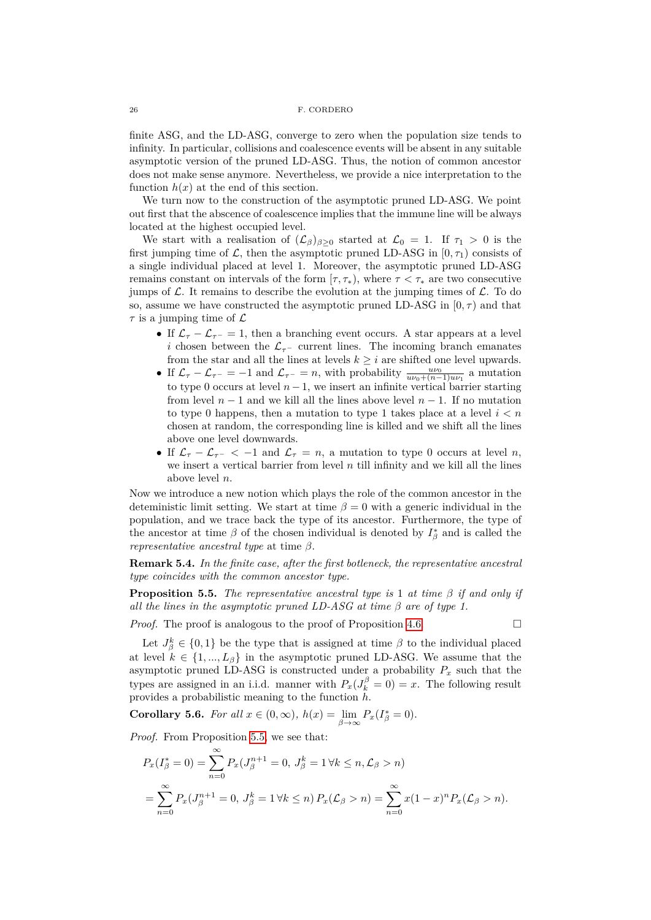finite ASG, and the LD-ASG, converge to zero when the population size tends to infinity. In particular, collisions and coalescence events will be absent in any suitable asymptotic version of the pruned LD-ASG. Thus, the notion of common ancestor does not make sense anymore. Nevertheless, we provide a nice interpretation to the function $h(x)$ at the end of this section.

We turn now to the construction of the asymptotic pruned LD-ASG. We point out first that the abscence of coalescence implies that the immune line will be always located at the highest occupied level.

We start with a realisation of $(\mathcal{L}_\beta)_{\beta\geq 0}$ started at $\mathcal{L}_0 = 1$. If $\tau_1 > 0$ is the first jumping time of $\mathcal{L}$, then the asymptotic pruned LD-ASG in $[0, \tau_1)$ consists of a single individual placed at level 1. Moreover, the asymptotic pruned LD-ASG remains constant on intervals of the form $[\tau, \tau_*)$, where $\tau < \tau_*$ are two consecutive jumps of $\mathcal{L}$. It remains to describe the evolution at the jumping times of $\mathcal{L}$. To do so, assume we have constructed the asymptotic pruned LD-ASG in $[0, \tau)$ and that $\tau$ is a jumping time of $\mathcal{L}$

- If $\mathcal{L}_\tau - \mathcal{L}_{\tau^-} = 1$, then a branching event occurs. A star appears at a level $i$ chosen between the $\mathcal{L}_{\tau^-}$ current lines. The incoming branch emanates from the star and all the lines at levels $k \geq i$ are shifted one level upwards.
- If $\mathcal{L}_\tau - \mathcal{L}_{\tau^-} = -1$ and $\mathcal{L}_{\tau^-} = n$, with probability $\frac{u\nu_0}{u\nu_0 + (n-1)u\nu_1}$ a mutation to type 0 occurs at level $n-1$, we insert an infinite vertical barrier starting from level $n-1$ and we kill all the lines above level $n-1$. If no mutation to type 0 happens, then a mutation to type 1 takes place at a level $i < n$ chosen at random, the corresponding line is killed and we shift all the lines above one level downwards.
- If $\mathcal{L}_\tau - \mathcal{L}_{\tau^-} < -1$ and $\mathcal{L}_\tau = n$, a mutation to type 0 occurs at level $n$, we insert a vertical barrier from level $n$ till infinity and we kill all the lines above level $n$.

Now we introduce a new notion which plays the role of the common ancestor in the deteministic limit setting. We start at time $\beta = 0$ with a generic individual in the population, and we trace back the type of its ancestor. Furthermore, the type of the ancestor at time $\beta$ of the chosen individual is denoted by $I_\beta^*$ and is called the *representative ancestral type* at time $\beta$.

**Remark 5.4.** *In the finite case, after the first botleneck, the representative ancestral type coincides with the common ancestor type.*

**Proposition 5.5.** *The representative ancestral type is 1 at time $\beta$ if and only if all the lines in the asymptotic pruned LD-ASG at time $\beta$ are of type 1.*

*Proof.* The proof is analogous to the proof of Proposition 4.6. □

Let $J_\beta^k \in \{0, 1\}$ be the type that is assigned at time $\beta$ to the individual placed at level $k \in \{1, ..., L_\beta\}$ in the asymptotic pruned LD-ASG. We assume that the asymptotic pruned LD-ASG is constructed under a probability $P_x$ such that the types are assigned in an i.i.d. manner with $P_x(J_k^\beta = 0) = x$. The following result provides a probabilistic meaning to the function $h$.

**Corollary 5.6.** *For all $x \in (0, \infty)$, $h(x) = \lim_{\beta\to\infty} P_x(I_\beta^* = 0)$.*

*Proof.* From Proposition 5.5, we see that:

$$
\begin{aligned}
P_x(I_\beta^* = 0) &= \sum_{n=0}^{\infty} P_x(J_\beta^{n+1} = 0,\ J_\beta^k = 1\,\forall k \leq n, \mathcal{L}_\beta > n) \\
&= \sum_{n=0}^{\infty} P_x(J_\beta^{n+1} = 0,\ J_\beta^k = 1\,\forall k \leq n)\, P_x(\mathcal{L}_\beta > n) = \sum_{n=0}^{\infty} x(1-x)^n P_x(\mathcal{L}_\beta > n).
\end{aligned}
$$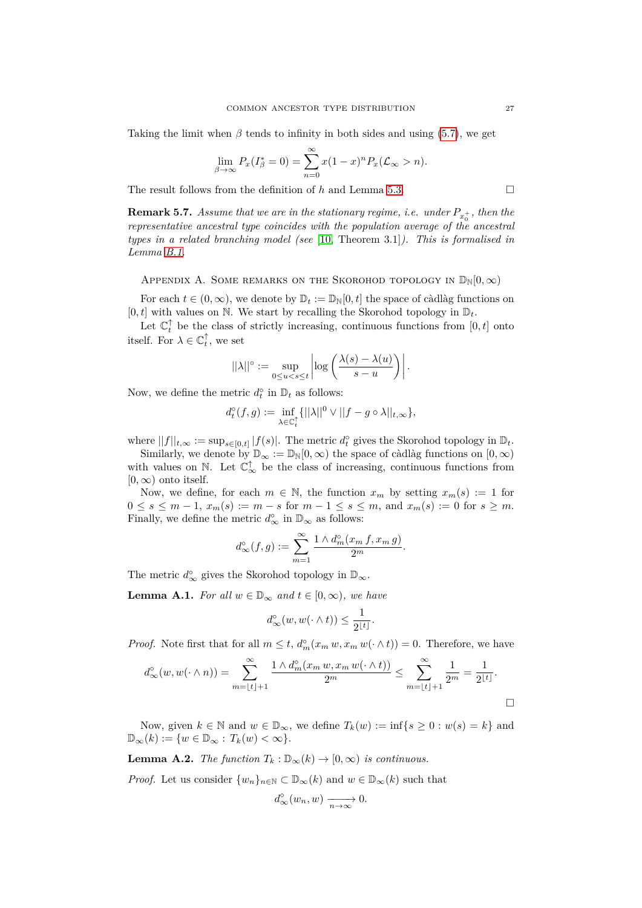Taking the limit when $\beta$ tends to infinity in both sides and using (5.7), we get

$$\lim_{\beta\to\infty} P_x(I^*_\beta = 0) = \sum_{n=0}^{\infty} x(1-x)^n P_x(\mathcal{L}_\infty > n).$$

The result follows from the definition of $h$ and Lemma 5.3. $\square$

**Remark 5.7.** *Assume that we are in the stationary regime, i.e. under $P_{x_0^+}$, then the representative ancestral type coincides with the population average of the ancestral types in a related branching model (see [10, Theorem 3.1]). This is formalised in Lemma B.1.*

## Appendix A. Some remarks on the Skorohod topology in $\mathbb{D}_{\mathbb{N}}[0,\infty)$

For each $t \in (0,\infty)$, we denote by $\mathbb{D}_t := \mathbb{D}_{\mathbb{N}}[0,t]$ the space of càdlàg functions on $[0,t]$ with values on $\mathbb{N}$. We start by recalling the Skorohod topology in $\mathbb{D}_t$.

Let $\mathbb{C}_t^{\uparrow}$ be the class of strictly increasing, continuous functions from $[0,t]$ onto itself. For $\lambda \in \mathbb{C}_t^{\uparrow}$, we set

$$||\lambda||^\circ := \sup_{0\leq u<s\leq t} \left| \log\left(\frac{\lambda(s)-\lambda(u)}{s-u}\right)\right|.$$

Now, we define the metric $d_t^\circ$ in $\mathbb{D}_t$ as follows:

$$d_t^\circ(f,g) := \inf_{\lambda\in\mathbb{C}_t^{\uparrow}} \{||\lambda||^0 \vee ||f-g\circ\lambda||_{t,\infty}\},$$

where $||f||_{t,\infty} := \sup_{s\in[0,t]} |f(s)|$. The metric $d_t^\circ$ gives the Skorohod topology in $\mathbb{D}_t$.

Similarly, we denote by $\mathbb{D}_\infty := \mathbb{D}_{\mathbb{N}}[0,\infty)$ the space of càdlàg functions on $[0,\infty)$ with values on $\mathbb{N}$. Let $\mathbb{C}_\infty^{\uparrow}$ be the class of increasing, continuous functions from $[0,\infty)$ onto itself.

Now, we define, for each $m\in\mathbb{N}$, the function $x_m$ by setting $x_m(s) := 1$ for $0 \leq s \leq m-1$, $x_m(s) := m-s$ for $m-1 \leq s \leq m$, and $x_m(s) := 0$ for $s \geq m$. Finally, we define the metric $d_\infty^\circ$ in $\mathbb{D}_\infty$ as follows:

$$d_\infty^\circ(f,g) := \sum_{m=1}^{\infty} \frac{1\wedge d_m^\circ(x_m\, f, x_m\, g)}{2^m}.$$

The metric $d_\infty^\circ$ gives the Skorohod topology in $\mathbb{D}_\infty$.

**Lemma A.1.** *For all $w\in\mathbb{D}_\infty$ and $t\in[0,\infty)$, we have*

$$d_\infty^\circ(w, w(\cdot\wedge t)) \leq \frac{1}{2^{\lfloor t\rfloor}}.$$

*Proof.* Note first that for all $m\leq t$, $d_m^\circ(x_m\, w, x_m\, w(\cdot\wedge t)) = 0$. Therefore, we have

$$d_\infty^\circ(w, w(\cdot\wedge n)) = \sum_{m=\lfloor t\rfloor+1}^{\infty} \frac{1\wedge d_m^\circ(x_m\, w, x_m\, w(\cdot\wedge t))}{2^m} \leq \sum_{m=\lfloor t\rfloor+1}^{\infty} \frac{1}{2^m} = \frac{1}{2^{\lfloor t\rfloor}}.$$

$\square$

Now, given $k\in\mathbb{N}$ and $w\in\mathbb{D}_\infty$, we define $T_k(w) := \inf\{s\geq 0 : w(s) = k\}$ and $\mathbb{D}_\infty(k) := \{w\in\mathbb{D}_\infty : T_k(w) < \infty\}$.

**Lemma A.2.** *The function $T_k : \mathbb{D}_\infty(k) \to [0,\infty)$ is continuous.*

*Proof.* Let us consider $\{w_n\}_{n\in\mathbb{N}} \subset \mathbb{D}_\infty(k)$ and $w\in\mathbb{D}_\infty(k)$ such that

$$d_\infty^\circ(w_n, w) \xrightarrow[n\to\infty]{} 0.$$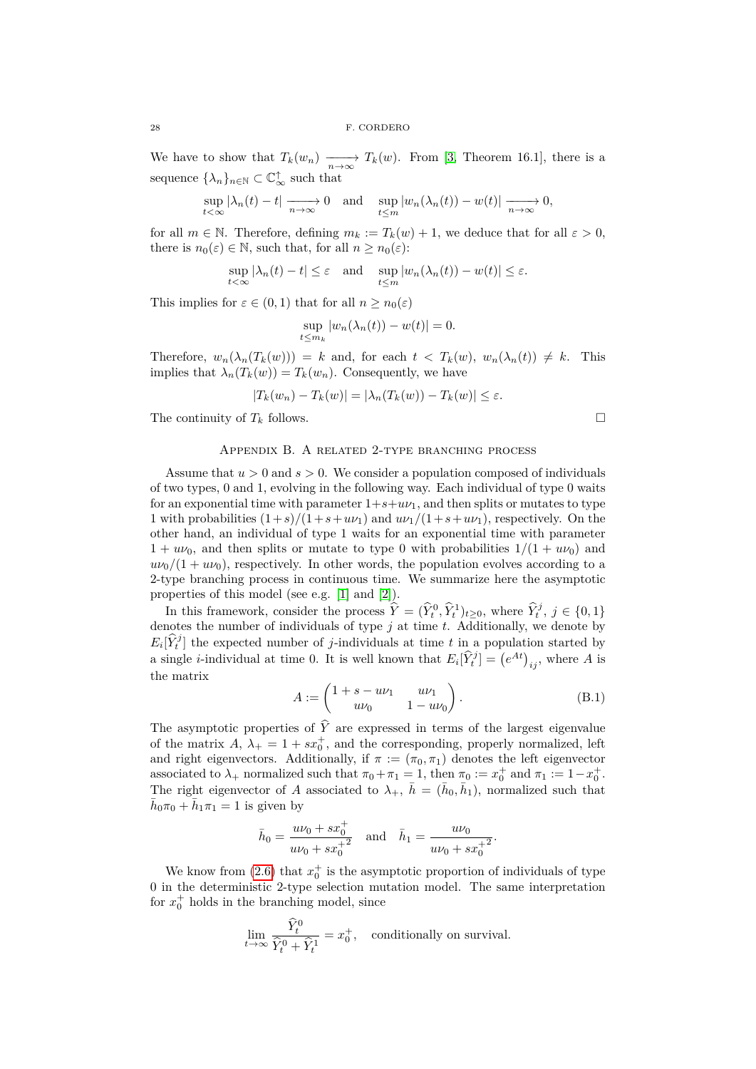We have to show that $T_k(w_n) \xrightarrow[n\to\infty]{} T_k(w)$. From [3, Theorem 16.1], there is a sequence $\{\lambda_n\}_{n\in\mathbb{N}} \subset \mathbb{C}_\infty^\uparrow$ such that

$$\sup_{t<\infty} |\lambda_n(t) - t| \xrightarrow[n\to\infty]{} 0 \quad \text{and} \quad \sup_{t\leq m} |w_n(\lambda_n(t)) - w(t)| \xrightarrow[n\to\infty]{} 0,$$

for all $m \in \mathbb{N}$. Therefore, defining $m_k := T_k(w) + 1$, we deduce that for all $\varepsilon > 0$, there is $n_0(\varepsilon) \in \mathbb{N}$, such that, for all $n \geq n_0(\varepsilon)$:

$$\sup_{t<\infty} |\lambda_n(t) - t| \leq \varepsilon \quad \text{and} \quad \sup_{t\leq m} |w_n(\lambda_n(t)) - w(t)| \leq \varepsilon.$$

This implies for $\varepsilon \in (0,1)$ that for all $n \geq n_0(\varepsilon)$

$$\sup_{t\leq m_k} |w_n(\lambda_n(t)) - w(t)| = 0.$$

Therefore, $w_n(\lambda_n(T_k(w))) = k$ and, for each $t < T_k(w)$, $w_n(\lambda_n(t)) \neq k$. This implies that $\lambda_n(T_k(w)) = T_k(w_n)$. Consequently, we have

$$|T_k(w_n) - T_k(w)| = |\lambda_n(T_k(w)) - T_k(w)| \leq \varepsilon.$$

The continuity of $T_k$ follows. $\square$

## Appendix B. A related 2-type branching process

Assume that $u > 0$ and $s > 0$. We consider a population composed of individuals of two types, 0 and 1, evolving in the following way. Each individual of type 0 waits for an exponential time with parameter $1+s+u\nu_1$, and then splits or mutates to type 1 with probabilities $(1+s)/(1+s+u\nu_1)$ and $u\nu_1/(1+s+u\nu_1)$, respectively. On the other hand, an individual of type 1 waits for an exponential time with parameter $1 + u\nu_0$, and then splits or mutate to type 0 with probabilities $1/(1 + u\nu_0)$ and $u\nu_0/(1 + u\nu_0)$, respectively. In other words, the population evolves according to a 2-type branching process in continuous time. We summarize here the asymptotic properties of this model (see e.g. [1] and [2]).

In this framework, consider the process $\widehat{Y} = (\widehat{Y}_t^0, \widehat{Y}_t^1)_{t\geq 0}$, where $\widehat{Y}_t^j$, $j \in \{0,1\}$ denotes the number of individuals of type $j$ at time $t$. Additionally, we denote by $E_i[\widehat{Y}_t^j]$ the expected number of $j$-individuals at time $t$ in a population started by a single $i$-individual at time 0. It is well known that $E_i[\widehat{Y}_t^j] = \left(e^{At}\right)_{ij}$, where $A$ is the matrix

$$A := \begin{pmatrix} 1+s-u\nu_1 & u\nu_1 \\ u\nu_0 & 1-u\nu_0 \end{pmatrix}. \tag{B.1}$$

The asymptotic properties of $\widehat{Y}$ are expressed in terms of the largest eigenvalue of the matrix $A$, $\lambda_+ = 1 + sx_0^+$, and the corresponding, properly normalized, left and right eigenvectors. Additionally, if $\pi := (\pi_0, \pi_1)$ denotes the left eigenvector associated to $\lambda_+$ normalized such that $\pi_0 + \pi_1 = 1$, then $\pi_0 := x_0^+$ and $\pi_1 := 1 - x_0^+$. The right eigenvector of $A$ associated to $\lambda_+$, $\bar{h} = (\bar{h}_0, \bar{h}_1)$, normalized such that $\bar{h}_0\pi_0 + \bar{h}_1\pi_1 = 1$ is given by

$$\bar{h}_0 = \frac{u\nu_0 + sx_0^+}{u\nu_0 + s{x_0^+}^2} \quad \text{and} \quad \bar{h}_1 = \frac{u\nu_0}{u\nu_0 + s{x_0^+}^2}.$$

We know from (2.6) that $x_0^+$ is the asymptotic proportion of individuals of type 0 in the deterministic 2-type selection mutation model. The same interpretation for $x_0^+$ holds in the branching model, since

$$\lim_{t\to\infty} \frac{\widehat{Y}_t^0}{\widehat{Y}_t^0 + \widehat{Y}_t^1} = x_0^+, \quad \text{conditionally on survival.}$$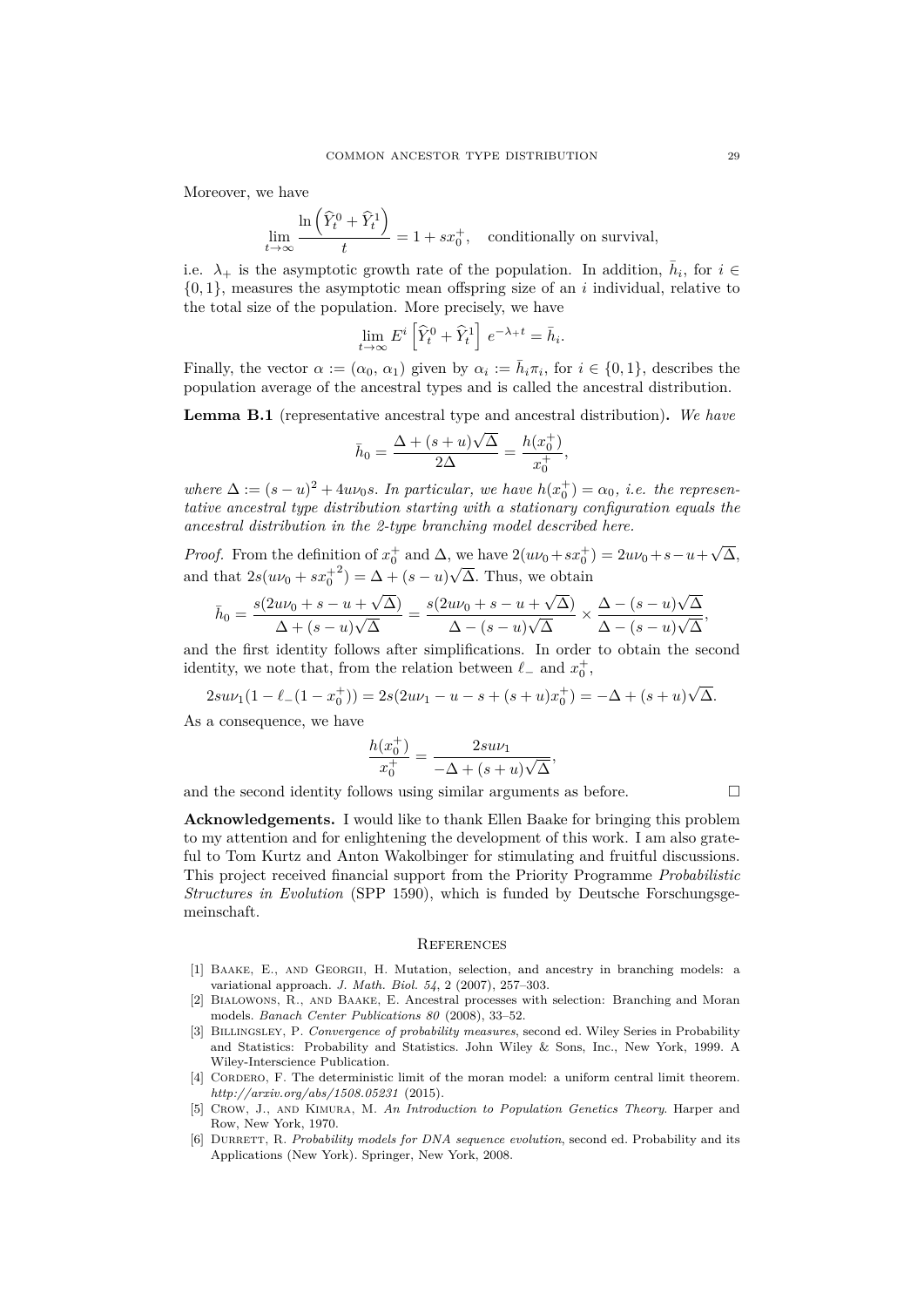Moreover, we have

$$\lim_{t\to\infty} \frac{\ln\left(\widehat{Y}_t^0 + \widehat{Y}_t^1\right)}{t} = 1 + sx_0^+, \quad \text{conditionally on survival,}$$

i.e. $\lambda_+$ is the asymptotic growth rate of the population. In addition, $\bar{h}_i$, for $i \in \{0,1\}$, measures the asymptotic mean offspring size of an $i$ individual, relative to the total size of the population. More precisely, we have

$$\lim_{t\to\infty} E^i\left[\widehat{Y}_t^0 + \widehat{Y}_t^1\right] e^{-\lambda_+ t} = \bar{h}_i.$$

Finally, the vector $\alpha := (\alpha_0, \alpha_1)$ given by $\alpha_i := \bar{h}_i \pi_i$, for $i \in \{0,1\}$, describes the population average of the ancestral types and is called the ancestral distribution.

**Lemma B.1** (representative ancestral type and ancestral distribution)**.** *We have*

$$\bar{h}_0 = \frac{\Delta + (s+u)\sqrt{\Delta}}{2\Delta} = \frac{h(x_0^+)}{x_0^+},$$

*where* $\Delta := (s-u)^2 + 4u\nu_0 s$*. In particular, we have* $h(x_0^+) = \alpha_0$*, i.e. the representative ancestral type distribution starting with a stationary configuration equals the ancestral distribution in the 2-type branching model described here.*

*Proof.* From the definition of $x_0^+$ and $\Delta$, we have $2(u\nu_0 + sx_0^+) = 2u\nu_0 + s - u + \sqrt{\Delta}$, and that $2s(u\nu_0 + s{x_0^+}^2) = \Delta + (s-u)\sqrt{\Delta}$. Thus, we obtain

$$\bar{h}_0 = \frac{s(2u\nu_0 + s - u + \sqrt{\Delta})}{\Delta + (s-u)\sqrt{\Delta}} = \frac{s(2u\nu_0 + s - u + \sqrt{\Delta})}{\Delta - (s-u)\sqrt{\Delta}} \times \frac{\Delta - (s-u)\sqrt{\Delta}}{\Delta - (s-u)\sqrt{\Delta}},$$

and the first identity follows after simplifications. In order to obtain the second identity, we note that, from the relation between $\ell_-$ and $x_0^+$,

$$2su\nu_1(1 - \ell_-(1 - x_0^+)) = 2s(2u\nu_1 - u - s + (s+u)x_0^+) = -\Delta + (s+u)\sqrt{\Delta}.$$

As a consequence, we have

$$\frac{h(x_0^+)}{x_0^+} = \frac{2su\nu_1}{-\Delta + (s+u)\sqrt{\Delta}},$$

and the second identity follows using similar arguments as before. $\square$

**Acknowledgements.** I would like to thank Ellen Baake for bringing this problem to my attention and for enlightening the development of this work. I am also grateful to Tom Kurtz and Anton Wakolbinger for stimulating and fruitful discussions. This project received financial support from the Priority Programme *Probabilistic Structures in Evolution* (SPP 1590), which is funded by Deutsche Forschungsgemeinschaft.

## References

[1] Baake, E., and Georgii, H. Mutation, selection, and ancestry in branching models: a variational approach. *J. Math. Biol. 54*, 2 (2007), 257–303.

[2] Bialowons, R., and Baake, E. Ancestral processes with selection: Branching and Moran models. *Banach Center Publications 80* (2008), 33–52.

[3] Billingsley, P. *Convergence of probability measures*, second ed. Wiley Series in Probability and Statistics: Probability and Statistics. John Wiley & Sons, Inc., New York, 1999. A Wiley-Interscience Publication.

[4] Cordero, F. The deterministic limit of the moran model: a uniform central limit theorem. *http://arxiv.org/abs/1508.05231* (2015).

[5] Crow, J., and Kimura, M. *An Introduction to Population Genetics Theory*. Harper and Row, New York, 1970.

[6] Durrett, R. *Probability models for DNA sequence evolution*, second ed. Probability and its Applications (New York). Springer, New York, 2008.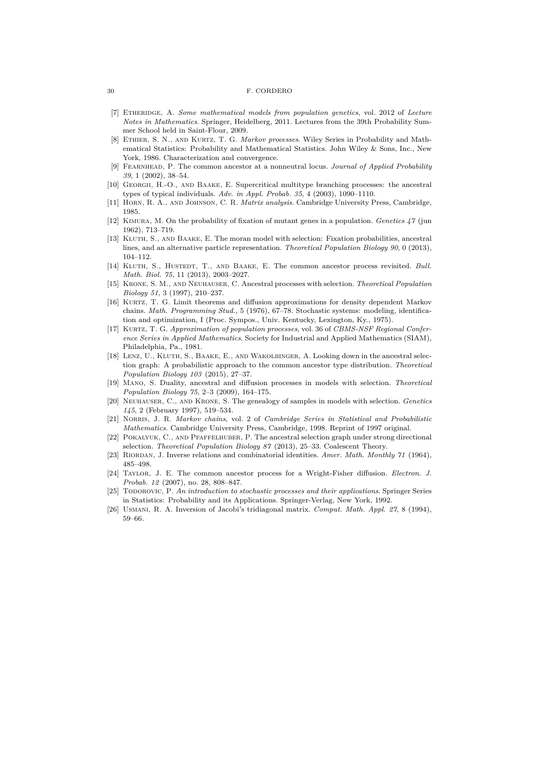[7] Etheridge, A. *Some mathematical models from population genetics*, vol. 2012 of *Lecture Notes in Mathematics*. Springer, Heidelberg, 2011. Lectures from the 39th Probability Summer School held in Saint-Flour, 2009.

[8] Ethier, S. N., and Kurtz, T. G. *Markov processes*. Wiley Series in Probability and Mathematical Statistics: Probability and Mathematical Statistics. John Wiley & Sons, Inc., New York, 1986. Characterization and convergence.

[9] Fearnhead, P. The common ancestor at a nonneutral locus. *Journal of Applied Probability 39*, 1 (2002), 38–54.

[10] Georgii, H.-O., and Baake, E. Supercritical multitype branching processes: the ancestral types of typical individuals. *Adv. in Appl. Probab. 35*, 4 (2003), 1090–1110.

[11] Horn, R. A., and Johnson, C. R. *Matrix analysis*. Cambridge University Press, Cambridge, 1985.

[12] Kimura, M. On the probability of fixation of mutant genes in a population. *Genetics 47* (jun 1962), 713–719.

[13] Kluth, S., and Baake, E. The moran model with selection: Fixation probabilities, ancestral lines, and an alternative particle representation. *Theoretical Population Biology 90*, 0 (2013), 104–112.

[14] Kluth, S., Hustedt, T., and Baake, E. The common ancestor process revisited. *Bull. Math. Biol. 75*, 11 (2013), 2003–2027.

[15] Krone, S. M., and Neuhauser, C. Ancestral processes with selection. *Theoretical Population Biology 51*, 3 (1997), 210–237.

[16] Kurtz, T. G. Limit theorems and diffusion approximations for density dependent Markov chains. *Math. Programming Stud.*, 5 (1976), 67–78. Stochastic systems: modeling, identification and optimization, I (Proc. Sympos., Univ. Kentucky, Lexington, Ky., 1975).

[17] Kurtz, T. G. *Approximation of population processes*, vol. 36 of *CBMS-NSF Regional Conference Series in Applied Mathematics*. Society for Industrial and Applied Mathematics (SIAM), Philadelphia, Pa., 1981.

[18] Lenz, U., Kluth, S., Baake, E., and Wakolbinger, A. Looking down in the ancestral selection graph: A probabilistic approach to the common ancestor type distribution. *Theoretical Population Biology 103* (2015), 27–37.

[19] Mano, S. Duality, ancestral and diffusion processes in models with selection. *Theoretical Population Biology 75*, 2–3 (2009), 164–175.

[20] Neuhauser, C., and Krone, S. The genealogy of samples in models with selection. *Genetics 145*, 2 (February 1997), 519–534.

[21] Norris, J. R. *Markov chains*, vol. 2 of *Cambridge Series in Statistical and Probabilistic Mathematics*. Cambridge University Press, Cambridge, 1998. Reprint of 1997 original.

[22] Pokalyuk, C., and Pfaffelhuber, P. The ancestral selection graph under strong directional selection. *Theoretical Population Biology 87* (2013), 25–33. Coalescent Theory.

[23] Riordan, J. Inverse relations and combinatorial identities. *Amer. Math. Monthly 71* (1964), 485–498.

[24] Taylor, J. E. The common ancestor process for a Wright-Fisher diffusion. *Electron. J. Probab. 12* (2007), no. 28, 808–847.

[25] Todorovic, P. *An introduction to stochastic processes and their applications*. Springer Series in Statistics: Probability and its Applications. Springer-Verlag, New York, 1992.

[26] Usmani, R. A. Inversion of Jacobi's tridiagonal matrix. *Comput. Math. Appl. 27*, 8 (1994), 59–66.